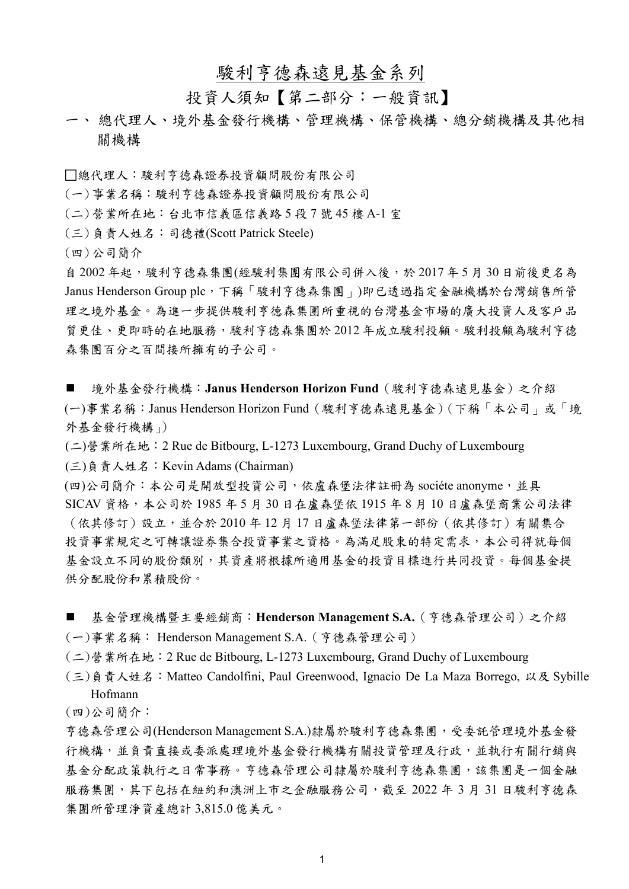# 駿利亨德森遠見基金系列

## 投資人須知【第二部分：一般資訊】

## 一、 總代理人、境外基金發行機構、管理機構、保管機構、總分銷機構及其他相關機構

□總代理人：駿利亨德森證券投資顧問股份有限公司

(一) 事業名稱：駿利亨德森證券投資顧問股份有限公司

(二) 營業所在地：台北市信義區信義路 5 段 7 號 45 樓 A-1 室

(三) 負責人姓名：司德禮(Scott Patrick Steele)

(四) 公司簡介

自 2002 年起，駿利亨德森集團(經駿利集團有限公司併入後，於 2017 年 5 月 30 日前後更名為 Janus Henderson Group plc，下稱「駿利亨德森集團」)即已透過指定金融機構於台灣銷售所管理之境外基金。為進一步提供駿利亨德森集團所重視的台灣基金市場的廣大投資人及客戶品質更佳、更即時的在地服務，駿利亨德森集團於 2012 年成立駿利投顧。駿利投顧為駿利亨德森集團百分之百間接所擁有的子公司。

■ 境外基金發行機構：**Janus Henderson Horizon Fund**（駿利亨德森遠見基金）之介紹

(一)事業名稱：Janus Henderson Horizon Fund（駿利亨德森遠見基金）(下稱「本公司」或「境外基金發行機構」)

(二)營業所在地：2 Rue de Bitbourg, L-1273 Luxembourg, Grand Duchy of Luxembourg

(三)負責人姓名：Kevin Adams (Chairman)

(四)公司簡介：本公司是開放型投資公司，依盧森堡法律註冊為 sociéte anonyme，並具 SICAV 資格，本公司於 1985 年 5 月 30 日在盧森堡依 1915 年 8 月 10 日盧森堡商業公司法律（依其修訂）設立，並合於 2010 年 12 月 17 日盧森堡法律第一部份（依其修訂）有關集合投資事業規定之可轉讓證券集合投資事業之資格。為滿足股東的特定需求，本公司得就每個基金設立不同的股份類別，其資產將根據所適用基金的投資目標進行共同投資。每個基金提供分配股份和累積股份。

■ 基金管理機構暨主要經銷商：**Henderson Management S.A.**（亨德森管理公司）之介紹

(一)事業名稱： Henderson Management S.A.（亨德森管理公司）

(二)營業所在地：2 Rue de Bitbourg, L-1273 Luxembourg, Grand Duchy of Luxembourg

(三)負責人姓名：Matteo Candolfini, Paul Greenwood, Ignacio De La Maza Borrego, 以及 Sybille Hofmann

(四)公司簡介：

亨德森管理公司(Henderson Management S.A.)隸屬於駿利亨德森集團，受委託管理境外基金發行機構，並負責直接或委派處理境外基金發行機構有關投資管理及行政，並執行有關行銷與基金分配政策執行之日常事務。亨德森管理公司隸屬於駿利亨德森集團，該集團是一個金融服務集團，其下包括在紐約和澳洲上市之金融服務公司，截至 2022 年 3 月 31 日駿利亨德森集團所管理淨資產總計 3,815.0 億美元。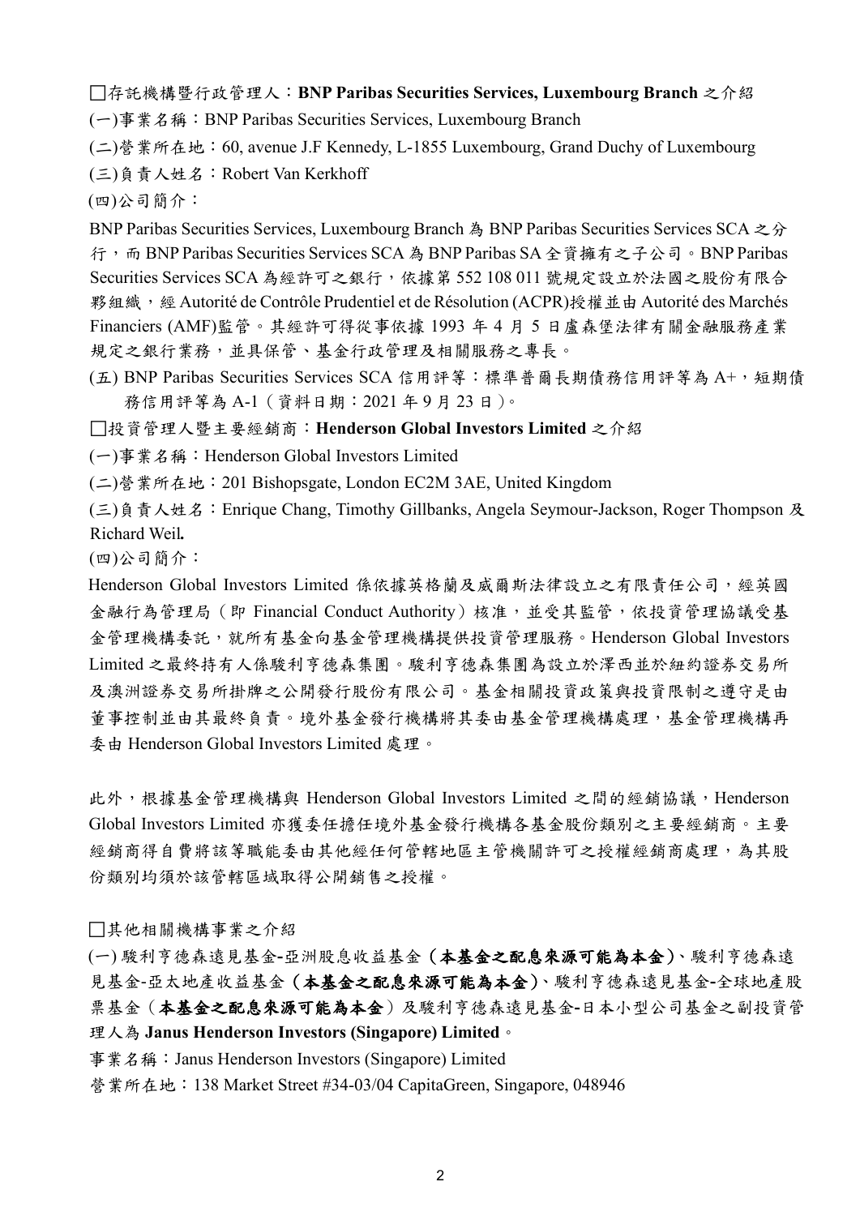□存託機構暨行政管理人：**BNP Paribas Securities Services, Luxembourg Branch** 之介紹

(一)事業名稱：BNP Paribas Securities Services, Luxembourg Branch

(二)營業所在地：60, avenue J.F Kennedy, L-1855 Luxembourg, Grand Duchy of Luxembourg

(三)負責人姓名：Robert Van Kerkhoff

(四)公司簡介：

BNP Paribas Securities Services, Luxembourg Branch 為 BNP Paribas Securities Services SCA 之分行，而 BNP Paribas Securities Services SCA 為 BNP Paribas SA 全資擁有之子公司。BNP Paribas Securities Services SCA 為經許可之銀行，依據第 552 108 011 號規定設立於法國之股份有限合夥組織，經 Autorité de Contrôle Prudentiel et de Résolution (ACPR)授權並由 Autorité des Marchés Financiers (AMF)監管。其經許可得從事依據 1993 年 4 月 5 日盧森堡法律有關金融服務產業規定之銀行業務，並具保管、基金行政管理及相關服務之專長。

(五) BNP Paribas Securities Services SCA 信用評等：標準普爾長期債務信用評等為 A+，短期債務信用評等為 A-1（資料日期：2021 年 9 月 23 日）。

□投資管理人暨主要經銷商：**Henderson Global Investors Limited** 之介紹

(一)事業名稱：Henderson Global Investors Limited

(二)營業所在地：201 Bishopsgate, London EC2M 3AE, United Kingdom

(三)負責人姓名：Enrique Chang, Timothy Gillbanks, Angela Seymour-Jackson, Roger Thompson 及 Richard Weil**.**

(四)公司簡介：

Henderson Global Investors Limited 係依據英格蘭及威爾斯法律設立之有限責任公司，經英國金融行為管理局（即 Financial Conduct Authority）核准，並受其監管，依投資管理協議受基金管理機構委託，就所有基金向基金管理機構提供投資管理服務。Henderson Global Investors Limited 之最終持有人係駿利亨德森集團。駿利亨德森集團為設立於澤西並於紐約證券交易所及澳洲證券交易所掛牌之公開發行股份有限公司。基金相關投資政策與投資限制之遵守是由董事控制並由其最終負責。境外基金發行機構將其委由基金管理機構處理，基金管理機構再委由 Henderson Global Investors Limited 處理。

此外，根據基金管理機構與 Henderson Global Investors Limited 之間的經銷協議，Henderson Global Investors Limited 亦獲委任擔任境外基金發行機構各基金股份類別之主要經銷商。主要經銷商得自費將該等職能委由其他經任何管轄地區主管機關許可之授權經銷商處理，為其股份類別均須於該管轄區域取得公開銷售之授權。

□其他相關機構事業之介紹

(一) 駿利亨德森遠見基金-亞洲股息收益基金（**本基金之配息來源可能為本金**）、駿利亨德森遠見基金-亞太地產收益基金（**本基金之配息來源可能為本金**）、駿利亨德森遠見基金-全球地產股票基金（**本基金之配息來源可能為本金**）及駿利亨德森遠見基金-日本小型公司基金之副投資管理人為 **Janus Henderson Investors (Singapore) Limited**。

事業名稱：Janus Henderson Investors (Singapore) Limited

營業所在地：138 Market Street #34-03/04 CapitaGreen, Singapore, 048946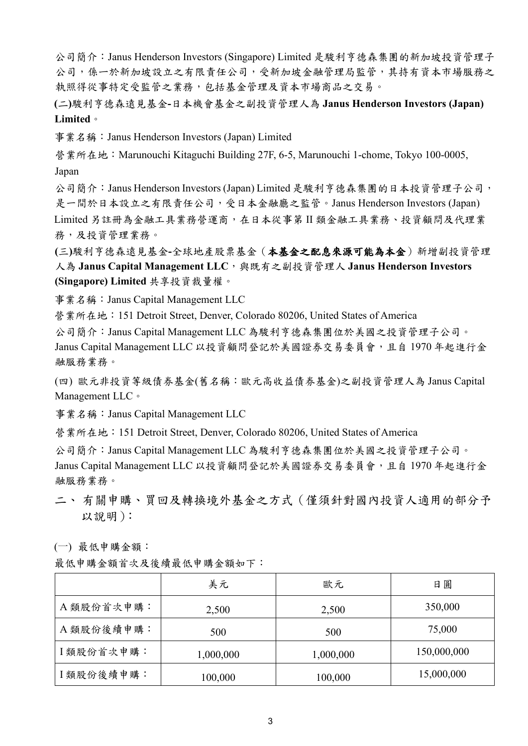公司簡介：Janus Henderson Investors (Singapore) Limited 是駿利亨德森集團的新加坡投資管理子公司，係一於新加坡設立之有限責任公司，受新加坡金融管理局監管，其持有資本市場服務之執照得從事特定受監管之業務，包括基金管理及資本市場商品之交易。

**(二)駿利亨德森遠見基金-日本機會基金之副投資管理人為 Janus Henderson Investors (Japan) Limited。**

事業名稱：Janus Henderson Investors (Japan) Limited

營業所在地：Marunouchi Kitaguchi Building 27F, 6-5, Marunouchi 1-chome, Tokyo 100-0005, Japan

公司簡介：Janus Henderson Investors (Japan) Limited 是駿利亨德森集團的日本投資管理子公司，是一間於日本設立之有限責任公司，受日本金融廳之監管。Janus Henderson Investors (Japan) Limited 另註冊為金融工具業務營運商，在日本從事第 II 類金融工具業務、投資顧問及代理業務，及投資管理業務。

**(三)駿利亨德森遠見基金-全球地產股票基金（本基金之配息來源可能為本金）新增副投資管理人為 Janus Capital Management LLC，與既有之副投資管理人 Janus Henderson Investors (Singapore) Limited 共享投資裁量權。**

事業名稱：Janus Capital Management LLC

營業所在地：151 Detroit Street, Denver, Colorado 80206, United States of America

公司簡介：Janus Capital Management LLC 為駿利亨德森集團位於美國之投資管理子公司。Janus Capital Management LLC 以投資顧問登記於美國證券交易委員會，且自 1970 年起進行金融服務業務。

(四) 歐元非投資等級債券基金(舊名稱：歐元高收益債券基金)之副投資管理人為 Janus Capital Management LLC。

事業名稱：Janus Capital Management LLC

營業所在地：151 Detroit Street, Denver, Colorado 80206, United States of America

公司簡介：Janus Capital Management LLC 為駿利亨德森集團位於美國之投資管理子公司。Janus Capital Management LLC 以投資顧問登記於美國證券交易委員會，且自 1970 年起進行金融服務業務。

## 二、 有關申購、買回及轉換境外基金之方式（僅須針對國內投資人適用的部分予以說明）：

(一) 最低申購金額：

最低申購金額首次及後續最低申購金額如下：

| | 美元 | 歐元 | 日圓 |
|---|---|---|---|
| A 類股份首次申購： | 2,500 | 2,500 | 350,000 |
| A 類股份後續申購： | 500 | 500 | 75,000 |
| I 類股份首次申購： | 1,000,000 | 1,000,000 | 150,000,000 |
| I 類股份後續申購： | 100,000 | 100,000 | 15,000,000 |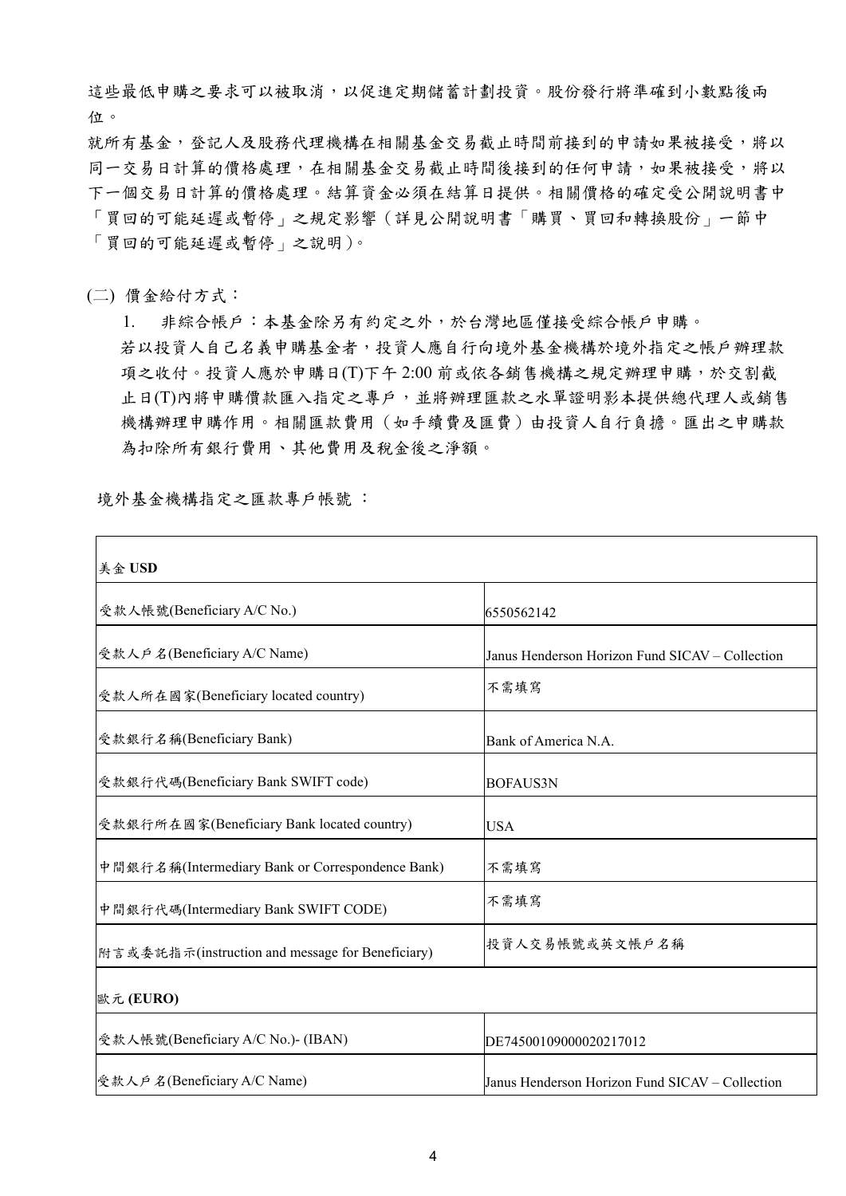這些最低申購之要求可以被取消，以促進定期儲蓄計劃投資。股份發行將準確到小數點後兩位。

就所有基金，登記人及股務代理機構在相關基金交易截止時間前接到的申請如果被接受，將以同一交易日計算的價格處理，在相關基金交易截止時間後接到的任何申請，如果被接受，將以下一個交易日計算的價格處理。結算資金必須在結算日提供。相關價格的確定受公開說明書中「買回的可能延遲或暫停」之規定影響（詳見公開說明書「購買、買回和轉換股份」一節中「買回的可能延遲或暫停」之說明）。

(二) 價金給付方式：

1. 非綜合帳戶：本基金除另有約定之外，於台灣地區僅接受綜合帳戶申購。
若以投資人自己名義申購基金者，投資人應自行向境外基金機構於境外指定之帳戶辦理款項之收付。投資人應於申購日(T)下午 2:00 前或依各銷售機構之規定辦理申購，於交割截止日(T)內將申購價款匯入指定之專戶，並將辦理匯款之水單證明影本提供總代理人或銷售機構辦理申購作用。相關匯款費用（如手續費及匯費）由投資人自行負擔。匯出之申購款為扣除所有銀行費用、其他費用及稅金後之淨額。

境外基金機構指定之匯款專戶帳號：

| 美金 **USD** | |
|---|---|
| 受款人帳號(Beneficiary A/C No.) | 6550562142 |
| 受款人戶名(Beneficiary A/C Name) | Janus Henderson Horizon Fund SICAV – Collection |
| 受款人所在國家(Beneficiary located country) | 不需填寫 |
| 受款銀行名稱(Beneficiary Bank) | Bank of America N.A. |
| 受款銀行代碼(Beneficiary Bank SWIFT code) | BOFAUS3N |
| 受款銀行所在國家(Beneficiary Bank located country) | USA |
| 中間銀行名稱(Intermediary Bank or Correspondence Bank) | 不需填寫 |
| 中間銀行代碼(Intermediary Bank SWIFT CODE) | 不需填寫 |
| 附言或委託指示(instruction and message for Beneficiary) | 投資人交易帳號或英文帳戶名稱 |
| 歐元 **(EURO)** | |
| 受款人帳號(Beneficiary A/C No.)- (IBAN) | DE74500109000020217012 |
| 受款人戶名(Beneficiary A/C Name) | Janus Henderson Horizon Fund SICAV – Collection |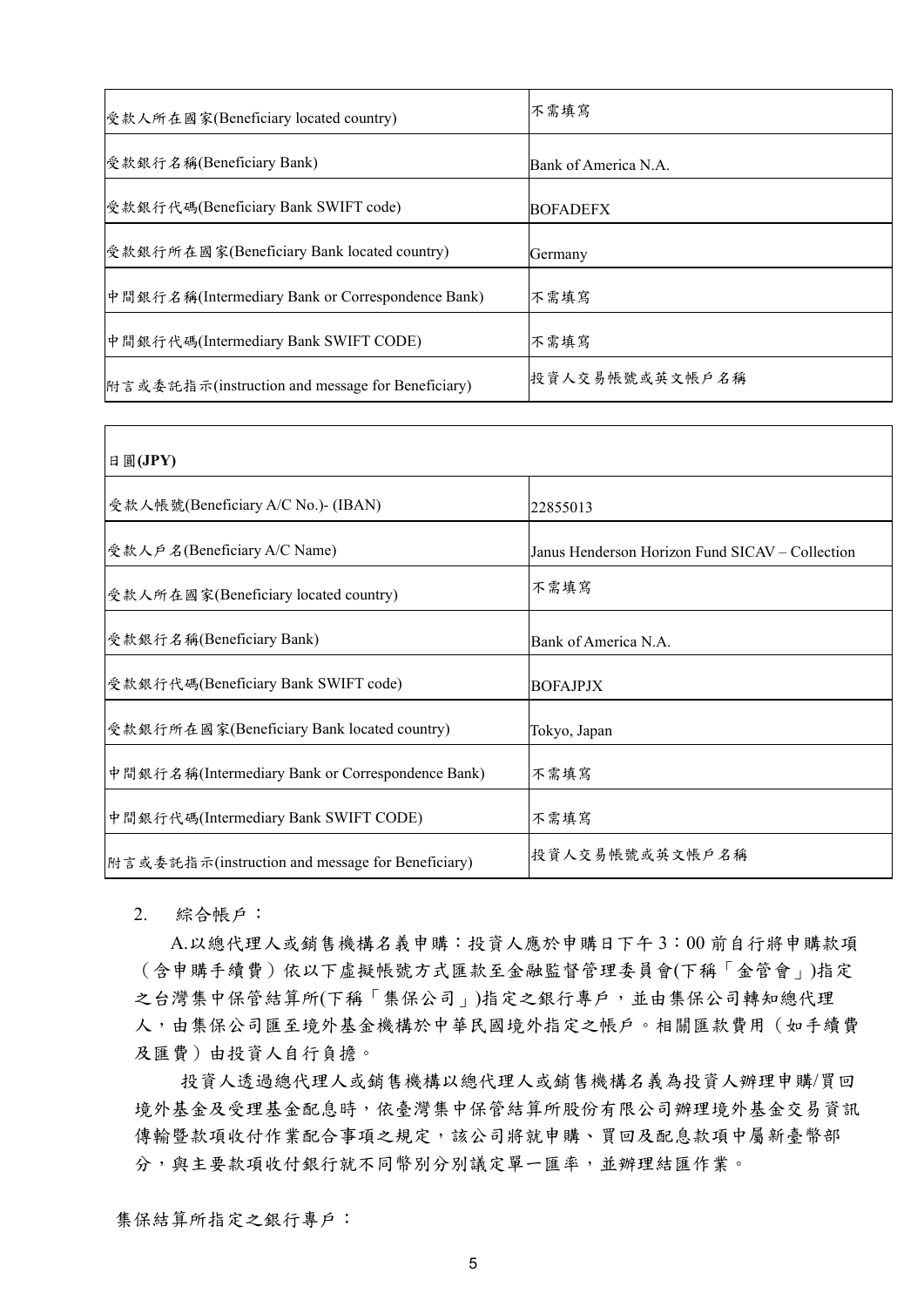| | |
|---|---|
| 受款人所在國家(Beneficiary located country) | 不需填寫 |
| 受款銀行名稱(Beneficiary Bank) | Bank of America N.A. |
| 受款銀行代碼(Beneficiary Bank SWIFT code) | BOFADEFX |
| 受款銀行所在國家(Beneficiary Bank located country) | Germany |
| 中間銀行名稱(Intermediary Bank or Correspondence Bank) | 不需填寫 |
| 中間銀行代碼(Intermediary Bank SWIFT CODE) | 不需填寫 |
| 附言或委託指示(instruction and message for Beneficiary) | 投資人交易帳號或英文帳戶名稱 |

| 日圓**(JPY)** | |
|---|---|
| 受款人帳號(Beneficiary A/C No.)- (IBAN) | 22855013 |
| 受款人戶名(Beneficiary A/C Name) | Janus Henderson Horizon Fund SICAV – Collection |
| 受款人所在國家(Beneficiary located country) | 不需填寫 |
| 受款銀行名稱(Beneficiary Bank) | Bank of America N.A. |
| 受款銀行代碼(Beneficiary Bank SWIFT code) | BOFAJPJX |
| 受款銀行所在國家(Beneficiary Bank located country) | Tokyo, Japan |
| 中間銀行名稱(Intermediary Bank or Correspondence Bank) | 不需填寫 |
| 中間銀行代碼(Intermediary Bank SWIFT CODE) | 不需填寫 |
| 附言或委託指示(instruction and message for Beneficiary) | 投資人交易帳號或英文帳戶名稱 |

2. 綜合帳戶：

A.以總代理人或銷售機構名義申購：投資人應於申購日下午 3：00 前自行將申購款項（含申購手續費）依以下虛擬帳號方式匯款至金融監督管理委員會(下稱「金管會」)指定之台灣集中保管結算所(下稱「集保公司」)指定之銀行專戶，並由集保公司轉知總代理人，由集保公司匯至境外基金機構於中華民國境外指定之帳戶。相關匯款費用（如手續費及匯費）由投資人自行負擔。

投資人透過總代理人或銷售機構以總代理人或銷售機構名義為投資人辦理申購/買回境外基金及受理基金配息時，依臺灣集中保管結算所股份有限公司辦理境外基金交易資訊傳輸暨款項收付作業配合事項之規定，該公司將就申購、買回及配息款項中屬新臺幣部分，與主要款項收付銀行就不同幣別分別議定單一匯率，並辦理結匯作業。

集保結算所指定之銀行專戶：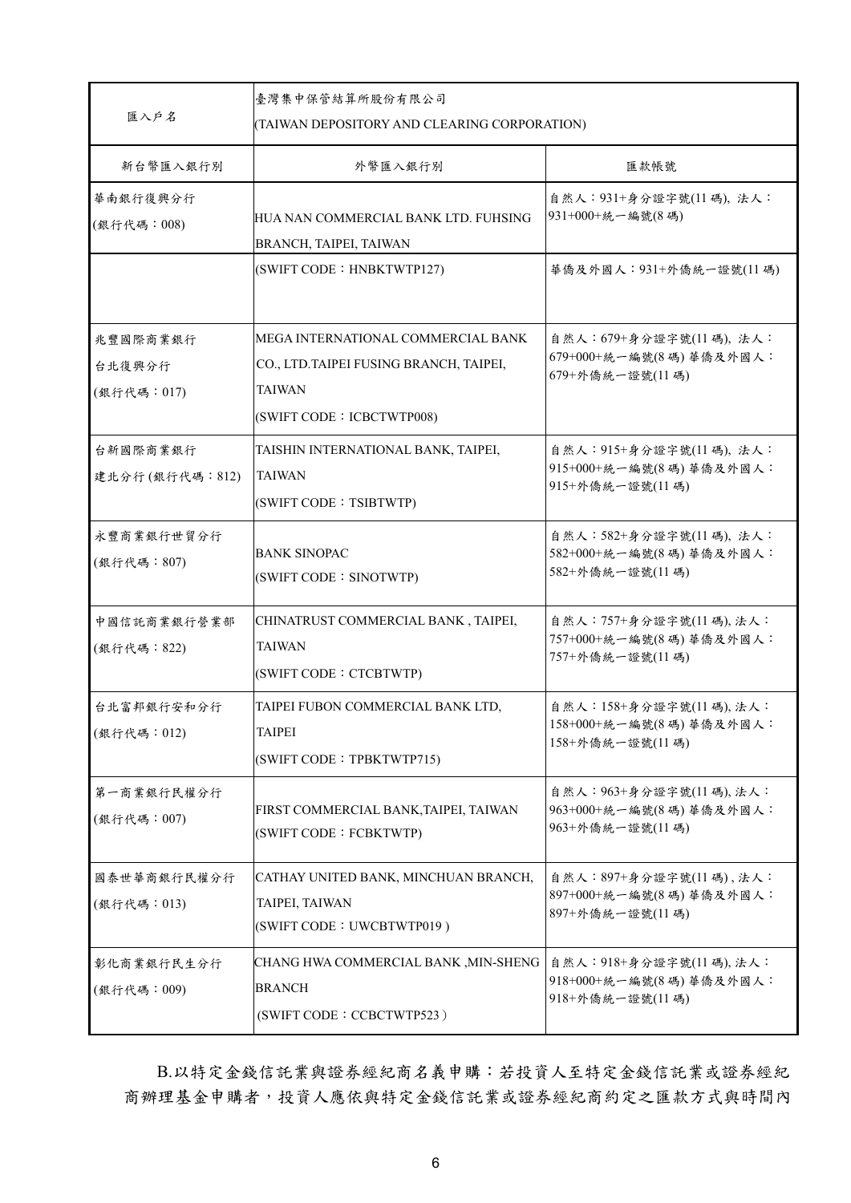| 匯入戶名 | 臺灣集中保管結算所股份有限公司<br>(TAIWAN DEPOSITORY AND CLEARING CORPORATION) | |
|---|---|---|
| 新台幣匯入銀行別 | 外幣匯入銀行別 | 匯款帳號 |
| 華南銀行復興分行<br>(銀行代碼：008) | HUA NAN COMMERCIAL BANK LTD. FUHSING BRANCH, TAIPEI, TAIWAN | 自然人：931+身分證字號(11碼), 法人：931+000+統一編號(8碼) |
| | (SWIFT CODE：HNBKTWTP127) | 華僑及外國人：931+外僑統一證號(11碼) |
| 兆豐國際商業銀行<br>台北復興分行<br>(銀行代碼：017) | MEGA INTERNATIONAL COMMERCIAL BANK CO., LTD.TAIPEI FUSING BRANCH, TAIPEI, TAIWAN<br>(SWIFT CODE：ICBCTWTP008) | 自然人：679+身分證字號(11碼), 法人：679+000+統一編號(8碼) 華僑及外國人：679+外僑統一證號(11碼) |
| 台新國際商業銀行<br>建北分行 (銀行代碼：812) | TAISHIN INTERNATIONAL BANK, TAIPEI, TAIWAN<br>(SWIFT CODE：TSIBTWTP) | 自然人：915+身分證字號(11碼), 法人：915+000+統一編號(8碼) 華僑及外國人：915+外僑統一證號(11碼) |
| 永豐商業銀行世貿分行<br>(銀行代碼：807) | BANK SINOPAC<br>(SWIFT CODE：SINOTWTP) | 自然人：582+身分證字號(11碼), 法人：582+000+統一編號(8碼) 華僑及外國人：582+外僑統一證號(11碼) |
| 中國信託商業銀行營業部<br>(銀行代碼：822) | CHINATRUST COMMERCIAL BANK , TAIPEI, TAIWAN<br>(SWIFT CODE：CTCBTWTP) | 自然人：757+身分證字號(11碼), 法人：757+000+統一編號(8碼) 華僑及外國人：757+外僑統一證號(11碼) |
| 台北富邦銀行安和分行<br>(銀行代碼：012) | TAIPEI FUBON COMMERCIAL BANK LTD, TAIPEI<br>(SWIFT CODE：TPBKTWTP715) | 自然人：158+身分證字號(11碼), 法人：158+000+統一編號(8碼) 華僑及外國人：158+外僑統一證號(11碼) |
| 第一商業銀行民權分行<br>(銀行代碼：007) | FIRST COMMERCIAL BANK,TAIPEI, TAIWAN<br>(SWIFT CODE：FCBKTWTP) | 自然人：963+身分證字號(11碼), 法人：963+000+統一編號(8碼) 華僑及外國人：963+外僑統一證號(11碼) |
| 國泰世華商銀行民權分行<br>(銀行代碼：013) | CATHAY UNITED BANK, MINCHUAN BRANCH, TAIPEI, TAIWAN<br>(SWIFT CODE：UWCBTWTP019 ) | 自然人：897+身分證字號(11碼) , 法人：897+000+統一編號(8碼) 華僑及外國人：897+外僑統一證號(11碼) |
| 彰化商業銀行民生分行<br>(銀行代碼：009) | CHANG HWA COMMERCIAL BANK ,MIN-SHENG BRANCH<br>(SWIFT CODE：CCBCTWTP523) | 自然人：918+身分證字號(11碼), 法人：918+000+統一編號(8碼) 華僑及外國人：918+外僑統一證號(11碼) |

B.以特定金錢信託業與證券經紀商名義申購：若投資人至特定金錢信託業或證券經紀商辦理基金申購者，投資人應依與特定金錢信託業或證券經紀商約定之匯款方式與時間內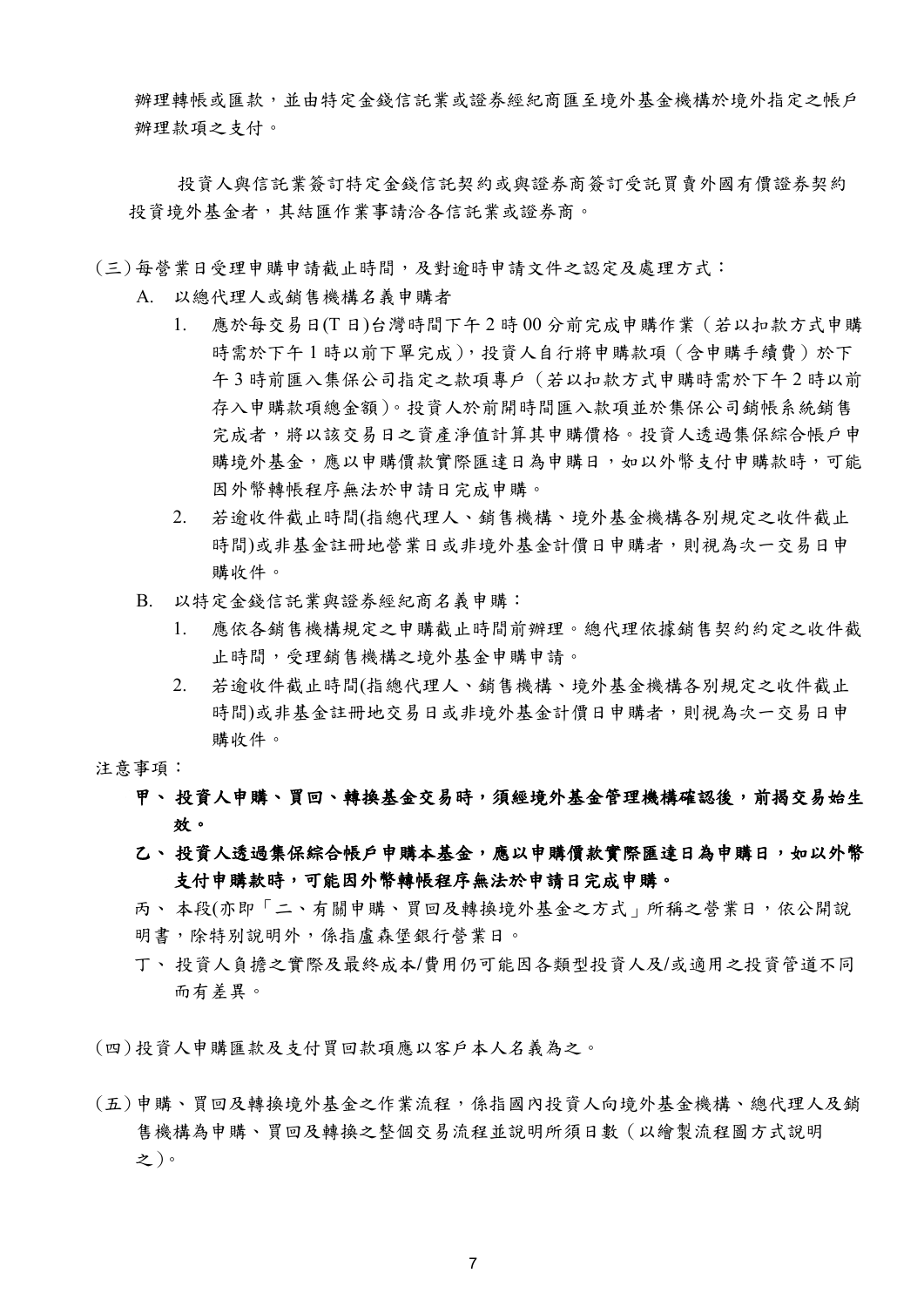辦理轉帳或匯款，並由特定金錢信託業或證券經紀商匯至境外基金機構於境外指定之帳戶辦理款項之支付。

投資人與信託業簽訂特定金錢信託契約或與證券商簽訂受託買賣外國有價證券契約投資境外基金者，其結匯作業事請洽各信託業或證券商。

(三) 每營業日受理申購申請截止時間，及對逾時申請文件之認定及處理方式：

A. 以總代理人或銷售機構名義申購者

1. 應於每交易日(T 日)台灣時間下午 2 時 00 分前完成申購作業（若以扣款方式申購時需於下午 1 時以前下單完成），投資人自行將申購款項（含申購手續費）於下午 3 時前匯入集保公司指定之款項專戶（若以扣款方式申購時需於下午 2 時以前存入申購款項總金額）。投資人於前開時間匯入款項並於集保公司銷帳系統銷售完成者，將以該交易日之資產淨值計算其申購價格。投資人透過集保綜合帳戶申購境外基金，應以申購價款實際匯達日為申購日，如以外幣支付申購款時，可能因外幣轉帳程序無法於申請日完成申購。
2. 若逾收件截止時間(指總代理人、銷售機構、境外基金機構各別規定之收件截止時間)或非基金註冊地營業日或非境外基金計價日申購者，則視為次一交易日申購收件。

B. 以特定金錢信託業與證券經紀商名義申購：

1. 應依各銷售機構規定之申購截止時間前辦理。總代理依據銷售契約約定之收件截止時間，受理銷售機構之境外基金申購申請。
2. 若逾收件截止時間(指總代理人、銷售機構、境外基金機構各別規定之收件截止時間)或非基金註冊地交易日或非境外基金計價日申購者，則視為次一交易日申購收件。

注意事項：

**甲、 投資人申購、買回、轉換基金交易時，須經境外基金管理機構確認後，前揭交易始生效。**

**乙、 投資人透過集保綜合帳戶申購本基金，應以申購價款實際匯達日為申購日，如以外幣支付申購款時，可能因外幣轉帳程序無法於申請日完成申購。**

丙、 本段(亦即「二、有關申購、買回及轉換境外基金之方式」所稱之營業日，依公開說明書，除特別說明外，係指盧森堡銀行營業日。

丁、 投資人負擔之實際及最終成本/費用仍可能因各類型投資人及/或適用之投資管道不同而有差異。

(四) 投資人申購匯款及支付買回款項應以客戶本人名義為之。

(五) 申購、買回及轉換境外基金之作業流程，係指國內投資人向境外基金機構、總代理人及銷售機構為申購、買回及轉換之整個交易流程並說明所須日數（以繪製流程圖方式說明之）。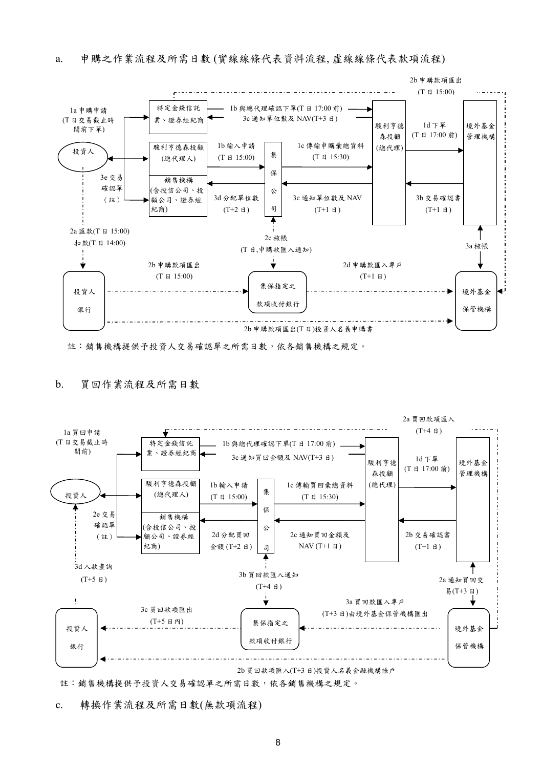a. 申購之作業流程及所需日數 (實線線條代表資料流程, 虛線線條代表款項流程)

1a 申購申請 (T 日交易截止時間前下單)

投資人

特定金錢信託業、證券經紀商

駿利亨德森投顧 (總代理人)

銷售機構 (含投信公司、投顧公司、證券經紀商)

1b 與總代理確認下單(T 日 17:00 前)

3c 通知單位數及 NAV(T+3 日)

1b 輸入申請 (T 日 15:00)

集保公司

1c 傳輸申購彙總資料 (T 日 15:30)

3d 分配單位數 (T+2 日)

3c 通知單位數及 NAV (T+1 日)

駿利亨德森投顧 (總代理)

1d 下單 (T 日 17:00 前)

境外基金管理機構

3b 交易確認書 (T+1 日)

2b 申購款項匯出 (T 日 15:00)

3e 交易確認單 (註)

2a 匯款(T 日 15:00) 扣款(T 日 14:00)

2c 核帳 (T 日,申購款匯入通知)

3a 核帳

投資人銀行

2b 申購款項匯出 (T 日 15:00)

集保指定之款項收付銀行

2d 申購款匯入專戶 (T+1 日)

境外基金保管機構

2b 申購款項匯出(T 日)投資人名義申購書

註：銷售機構提供予投資人交易確認單之所需日數，依各銷售機構之規定。

b. 買回作業流程及所需日數

1a 買回申請 (T 日交易截止時間前)

投資人

特定金錢信託業、證券經紀商

駿利亨德森投顧 (總代理人)

銷售機構 (含投信公司、投顧公司、證券經紀商)

1b 與總代理確認下單(T 日 17:00 前)

3c 通知買回金額及 NAV(T+3 日)

1b 輸入申請 (T 日 15:00)

集保公司

1c 傳輸買回彙總資料 (T 日 15:30)

2d 分配買回金額 (T+2 日)

2c 通知買回金額及 NAV (T+1 日)

駿利亨德森投顧 (總代理)

1d 下單 (T 日 17:00 前)

境外基金管理機構

2b 交易確認書 (T+1 日)

2a 買回款項匯入 (T+4 日)

2e 交易確認單 (註)

3d 入款查詢 (T+5 日)

3b 買回款匯入通知 (T+4 日)

2a 通知買回交易(T+3 日)

投資人銀行

3c 買回款項匯出 (T+5 日內)

集保指定之款項收付銀行

3a 買回款匯入專戶 (T+3 日)由境外基金保管機構匯出

境外基金保管機構

2b 買回款項匯入(T+3 日)投資人名義金融機構帳戶

註：銷售機構提供予投資人交易確認單之所需日數，依各銷售機構之規定。

c. 轉換作業流程及所需日數(無款項流程)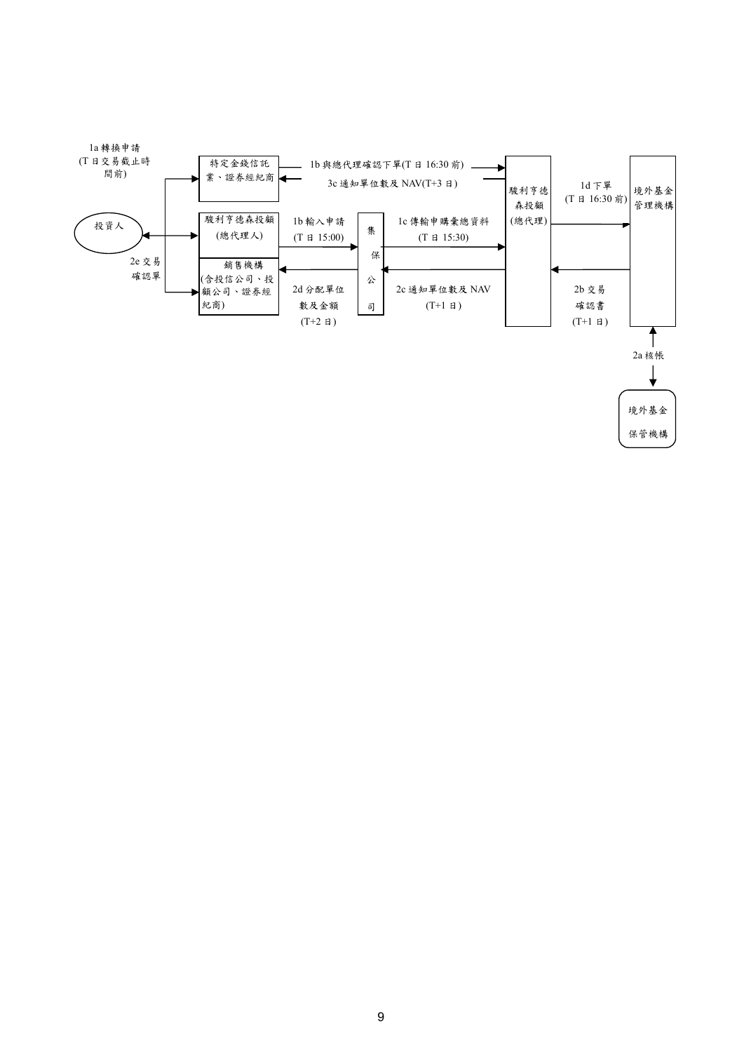1a 轉換申請
(T 日交易截止時間前)

投資人

特定金錢信託業、證券經紀商

駿利亨德森投顧(總代理人)

銷售機構(含投信公司、投顧公司、證券經紀商)

2e 交易確認單

1b 與總代理確認下單(T 日 16:30 前)

3c 通知單位數及 NAV(T+3 日)

1b 輸入申請
(T 日 15:00)

2d 分配單位數及金額
(T+2 日)

集保公司

1c 傳輸申購彙總資料
(T 日 15:30)

2c 通知單位數及 NAV
(T+1 日)

駿利亨德森投顧(總代理)

1d 下單
(T 日 16:30 前)

2b 交易確認書
(T+1 日)

境外基金管理機構

2a 核帳

境外基金保管機構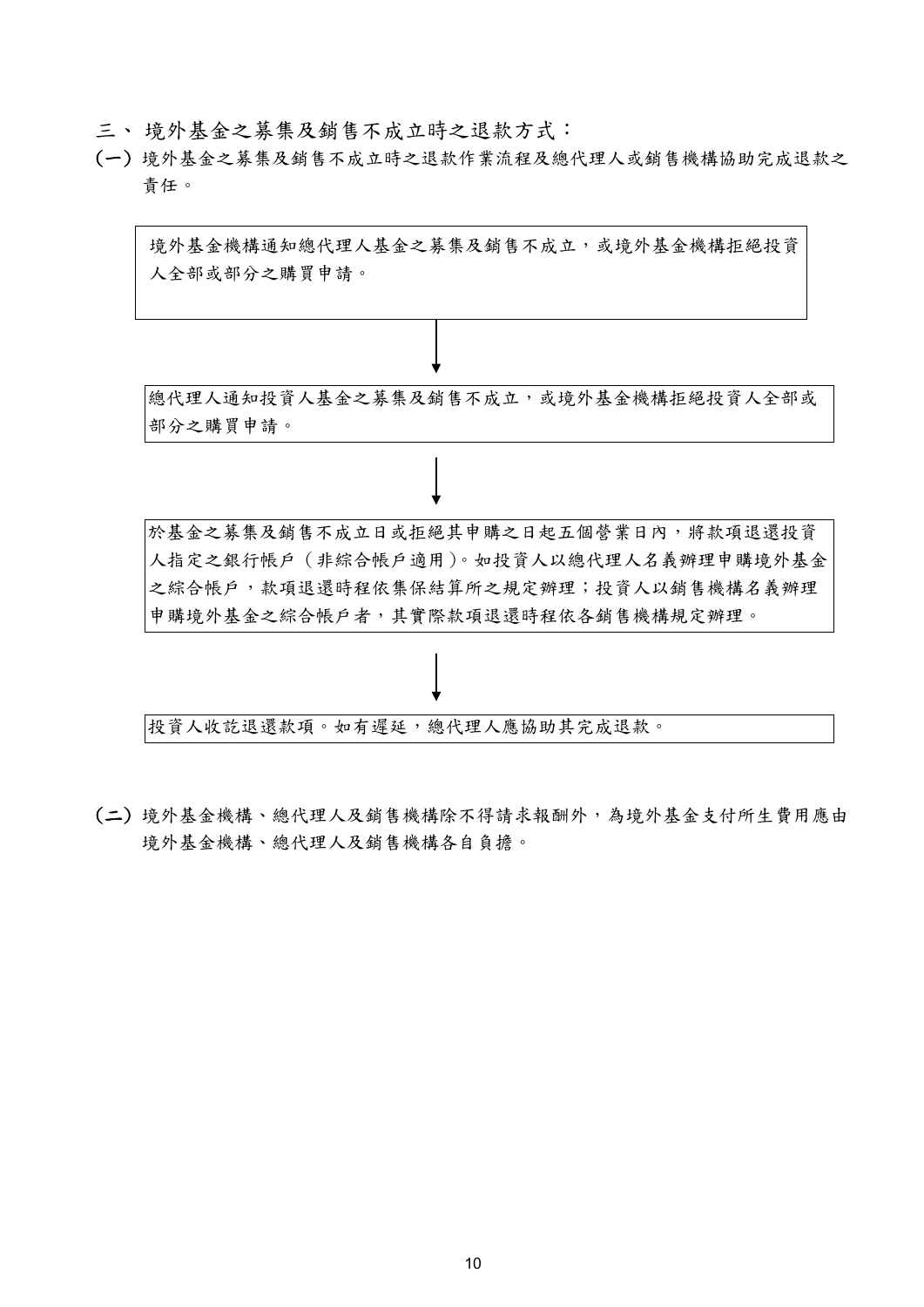## 三、 境外基金之募集及銷售不成立時之退款方式：

(一) 境外基金之募集及銷售不成立時之退款作業流程及總代理人或銷售機構協助完成退款之責任。

境外基金機構通知總代理人基金之募集及銷售不成立，或境外基金機構拒絕投資人全部或部分之購買申請。

↓

總代理人通知投資人基金之募集及銷售不成立，或境外基金機構拒絕投資人全部或部分之購買申請。

↓

於基金之募集及銷售不成立日或拒絕其申購之日起五個營業日內，將款項退還投資人指定之銀行帳戶（非綜合帳戶適用)。如投資人以總代理人名義辦理申購境外基金之綜合帳戶，款項退還時程依集保結算所之規定辦理；投資人以銷售機構名義辦理申購境外基金之綜合帳戶者，其實際款項退還時程依各銷售機構規定辦理。

↓

投資人收訖退還款項。如有遲延，總代理人應協助其完成退款。

(二) 境外基金機構、總代理人及銷售機構除不得請求報酬外，為境外基金支付所生費用應由境外基金機構、總代理人及銷售機構各自負擔。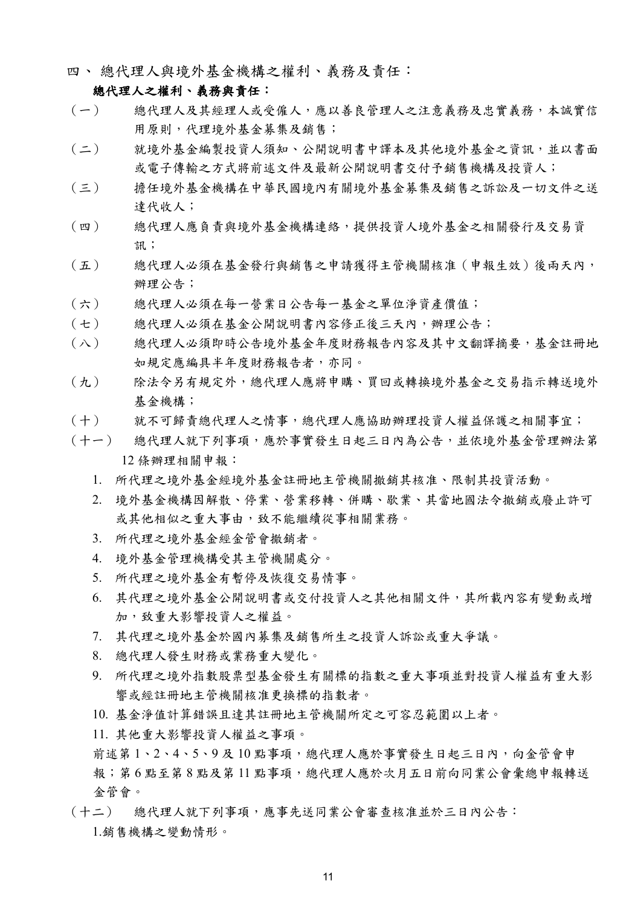## 四、 總代理人與境外基金機構之權利、義務及責任：

**總代理人之權利、義務與責任：**

（一） 總代理人及其經理人或受僱人，應以善良管理人之注意義務及忠實義務，本誠實信用原則，代理境外基金募集及銷售；

（二） 就境外基金編製投資人須知、公開說明書中譯本及其他境外基金之資訊，並以書面或電子傳輸之方式將前述文件及最新公開說明書交付予銷售機構及投資人；

（三） 擔任境外基金機構在中華民國境內有關境外基金募集及銷售之訴訟及一切文件之送達代收人；

（四） 總代理人應負責與境外基金機構連絡，提供投資人境外基金之相關發行及交易資訊；

（五） 總代理人必須在基金發行與銷售之申請獲得主管機關核准（申報生效）後兩天內，辦理公告；

（六） 總代理人必須在每一營業日公告每一基金之單位淨資產價值；

（七） 總代理人必須在基金公開說明書內容修正後三天內，辦理公告；

（八） 總代理人必須即時公告境外基金年度財務報告內容及其中文翻譯摘要，基金註冊地如規定應編具半年度財務報告者，亦同。

（九） 除法令另有規定外，總代理人應將申購、買回或轉換境外基金之交易指示轉送境外基金機構；

（十） 就不可歸責總代理人之情事，總代理人應協助辦理投資人權益保護之相關事宜；

（十一） 總代理人就下列事項，應於事實發生日起三日內為公告，並依境外基金管理辦法第12 條辦理相關申報：

1. 所代理之境外基金經境外基金註冊地主管機關撤銷其核准、限制其投資活動。
2. 境外基金機構因解散、停業、營業移轉、併購、歇業、其當地國法令撤銷或廢止許可或其他相似之重大事由，致不能繼續從事相關業務。
3. 所代理之境外基金經金管會撤銷者。
4. 境外基金管理機構受其主管機關處分。
5. 所代理之境外基金有暫停及恢復交易情事。
6. 其代理之境外基金公開說明書或交付投資人之其他相關文件，其所載內容有變動或增加，致重大影響投資人之權益。
7. 其代理之境外基金於國內募集及銷售所生之投資人訴訟或重大爭議。
8. 總代理人發生財務或業務重大變化。
9. 所代理之境外指數股票型基金發生有關標的指數之重大事項並對投資人權益有重大影響或經註冊地主管機關核准更換標的指數者。
10. 基金淨值計算錯誤且達其註冊地主管機關所定之可容忍範圍以上者。
11. 其他重大影響投資人權益之事項。

前述第 1、2、4、5、9 及 10 點事項，總代理人應於事實發生日起三日內，向金管會申報；第 6 點至第 8 點及第 11 點事項，總代理人應於次月五日前向同業公會彙總申報轉送金管會。

（十二） 總代理人就下列事項，應事先送同業公會審查核准並於三日內公告：

1.銷售機構之變動情形。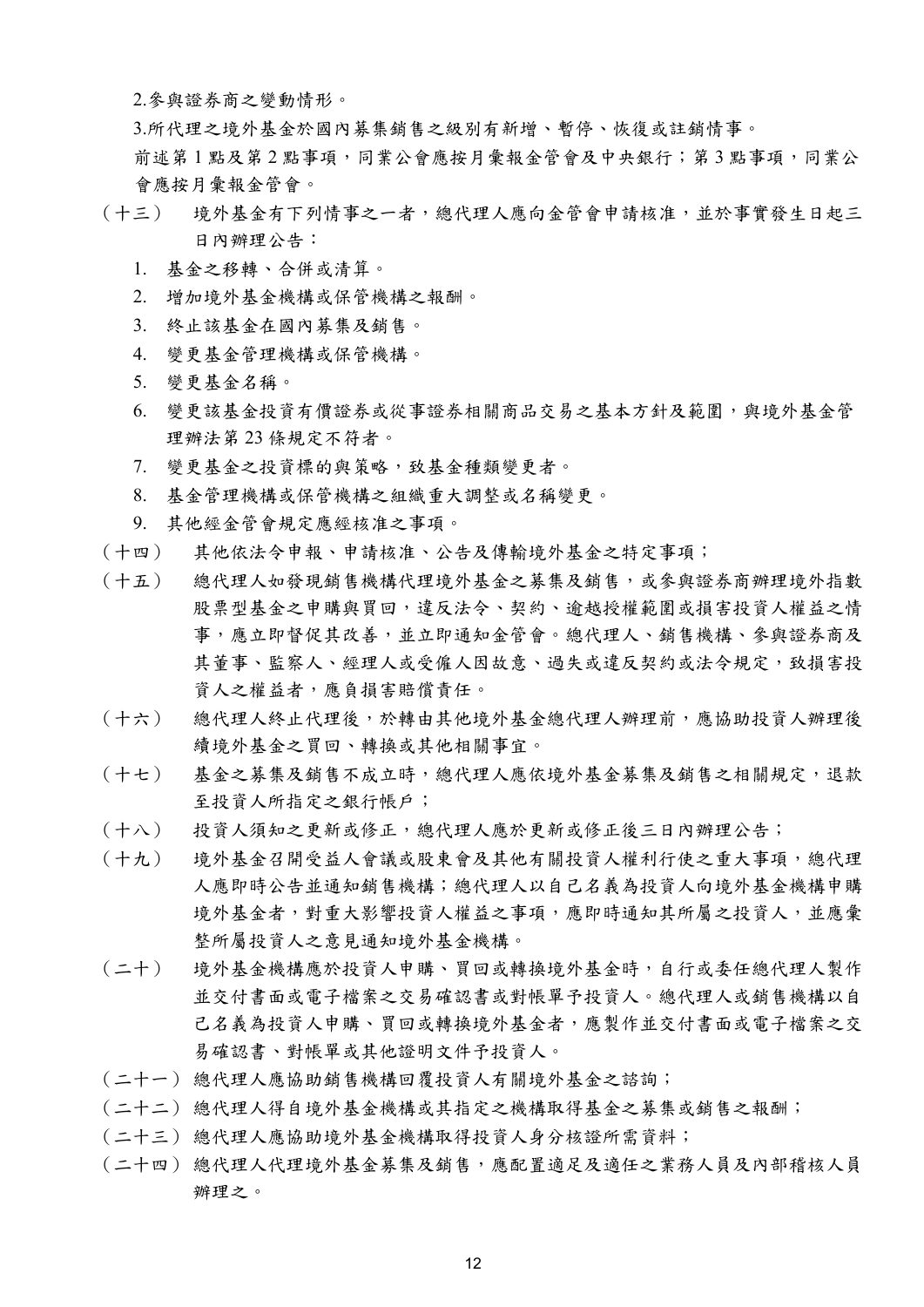2.參與證券商之變動情形。

3.所代理之境外基金於國內募集銷售之級別有新增、暫停、恢復或註銷情事。

前述第 1 點及第 2 點事項，同業公會應按月彙報金管會及中央銀行；第 3 點事項，同業公會應按月彙報金管會。

（十三） 境外基金有下列情事之一者，總代理人應向金管會申請核准，並於事實發生日起三日內辦理公告：

1. 基金之移轉、合併或清算。
2. 增加境外基金機構或保管機構之報酬。
3. 終止該基金在國內募集及銷售。
4. 變更基金管理機構或保管機構。
5. 變更基金名稱。
6. 變更該基金投資有價證券或從事證券相關商品交易之基本方針及範圍，與境外基金管理辦法第 23 條規定不符者。
7. 變更基金之投資標的與策略，致基金種類變更者。
8. 基金管理機構或保管機構之組織重大調整或名稱變更。
9. 其他經金管會規定應經核准之事項。

（十四） 其他依法令申報、申請核准、公告及傳輸境外基金之特定事項；

（十五） 總代理人如發現銷售機構代理境外基金之募集及銷售，或參與證券商辦理境外指數股票型基金之申購與買回，違反法令、契約、逾越授權範圍或損害投資人權益之情事，應立即督促其改善，並立即通知金管會。總代理人、銷售機構、參與證券商及其董事、監察人、經理人或受僱人因故意、過失或違反契約或法令規定，致損害投資人之權益者，應負損害賠償責任。

（十六） 總代理人終止代理後，於轉由其他境外基金總代理人辦理前，應協助投資人辦理後續境外基金之買回、轉換或其他相關事宜。

（十七） 基金之募集及銷售不成立時，總代理人應依境外基金募集及銷售之相關規定，退款至投資人所指定之銀行帳戶；

（十八） 投資人須知之更新或修正，總代理人應於更新或修正後三日內辦理公告；

（十九） 境外基金召開受益人會議或股東會及其他有關投資人權利行使之重大事項，總代理人應即時公告並通知銷售機構；總代理人以自己名義為投資人向境外基金機構申購境外基金者，對重大影響投資人權益之事項，應即時通知其所屬之投資人，並應彙整所屬投資人之意見通知境外基金機構。

（二十） 境外基金機構應於投資人申購、買回或轉換境外基金時，自行或委任總代理人製作並交付書面或電子檔案之交易確認書或對帳單予投資人。總代理人或銷售機構以自己名義為投資人申購、買回或轉換境外基金者，應製作並交付書面或電子檔案之交易確認書、對帳單或其他證明文件予投資人。

（二十一）總代理人應協助銷售機構回覆投資人有關境外基金之諮詢；

（二十二）總代理人得自境外基金機構或其指定之機構取得基金之募集或銷售之報酬；

（二十三）總代理人應協助境外基金機構取得投資人身分核證所需資料；

（二十四）總代理人代理境外基金募集及銷售，應配置適足及適任之業務人員及內部稽核人員辦理之。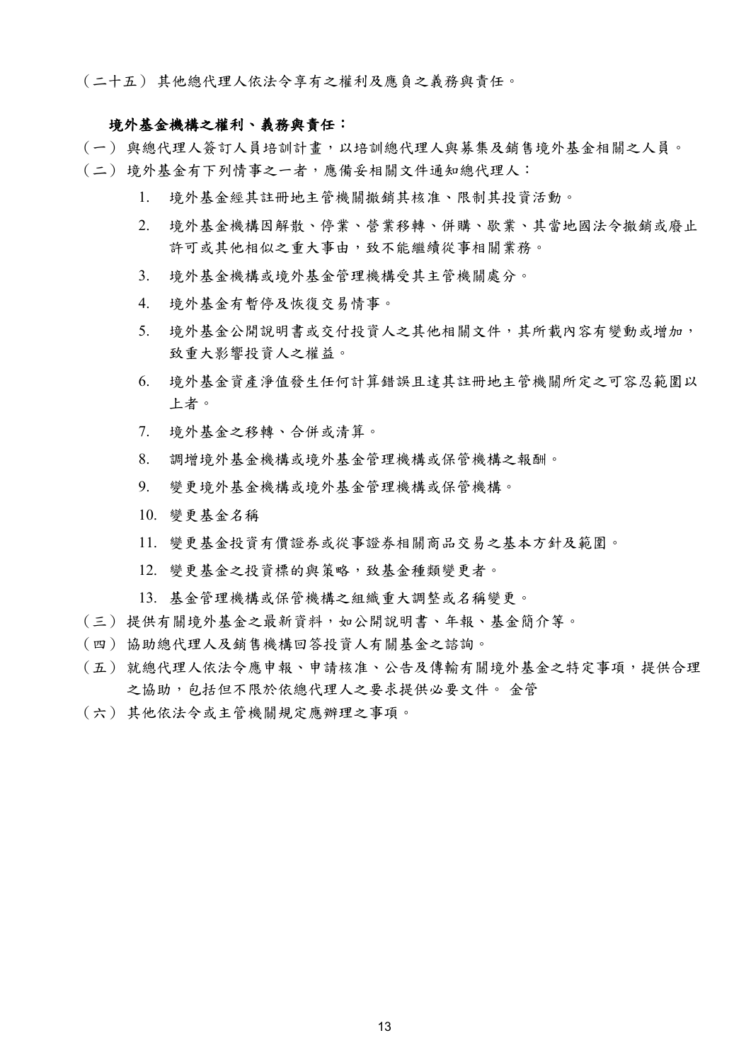（二十五）其他總代理人依法令享有之權利及應負之義務與責任。

**境外基金機構之權利、義務與責任：**

（一）與總代理人簽訂人員培訓計畫，以培訓總代理人與募集及銷售境外基金相關之人員。

（二）境外基金有下列情事之一者，應備妥相關文件通知總代理人：

1. 境外基金經其註冊地主管機關撤銷其核准、限制其投資活動。
2. 境外基金機構因解散、停業、營業移轉、併購、歇業、其當地國法令撤銷或廢止許可或其他相似之重大事由，致不能繼續從事相關業務。
3. 境外基金機構或境外基金管理機構受其主管機關處分。
4. 境外基金有暫停及恢復交易情事。
5. 境外基金公開說明書或交付投資人之其他相關文件，其所載內容有變動或增加，致重大影響投資人之權益。
6. 境外基金資產淨值發生任何計算錯誤且達其註冊地主管機關所定之可容忍範圍以上者。
7. 境外基金之移轉、合併或清算。
8. 調增境外基金機構或境外基金管理機構或保管機構之報酬。
9. 變更境外基金機構或境外基金管理機構或保管機構。
10. 變更基金名稱
11. 變更基金投資有價證券或從事證券相關商品交易之基本方針及範圍。
12. 變更基金之投資標的與策略，致基金種類變更者。
13. 基金管理機構或保管機構之組織重大調整或名稱變更。

（三）提供有關境外基金之最新資料，如公開說明書、年報、基金簡介等。

（四）協助總代理人及銷售機構回答投資人有關基金之諮詢。

（五）就總代理人依法令應申報、申請核准、公告及傳輸有關境外基金之特定事項，提供合理之協助，包括但不限於依總代理人之要求提供必要文件。 金管

（六）其他依法令或主管機關規定應辦理之事項。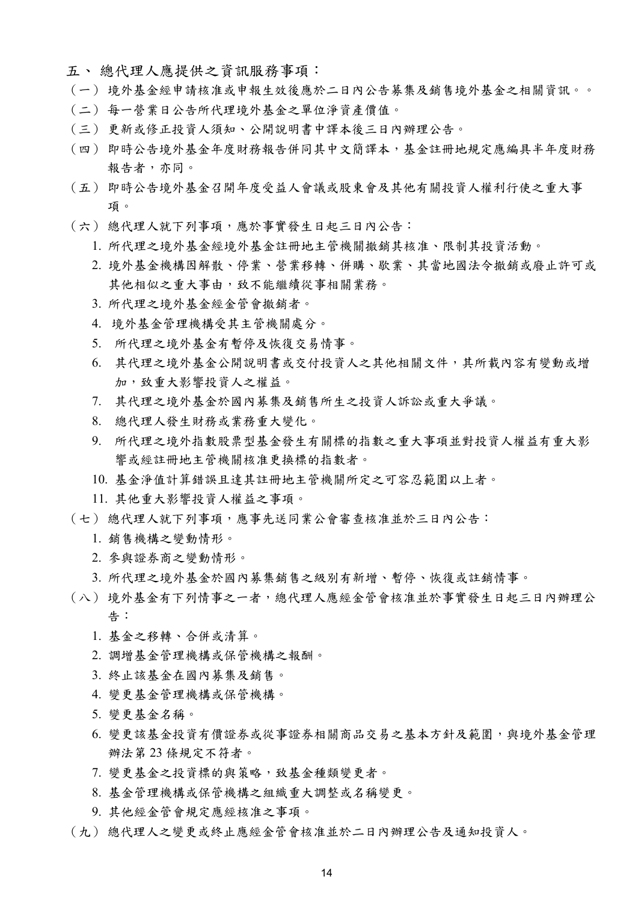## 五、 總代理人應提供之資訊服務事項：

（一） 境外基金經申請核准或申報生效後應於二日內公告募集及銷售境外基金之相關資訊。。

（二） 每一營業日公告所代理境外基金之單位淨資產價值。

（三） 更新或修正投資人須知、公開說明書中譯本後三日內辦理公告。

（四） 即時公告境外基金年度財務報告併同其中文簡譯本，基金註冊地規定應編具半年度財務報告者，亦同。

（五） 即時公告境外基金召開年度受益人會議或股東會及其他有關投資人權利行使之重大事項。

（六） 總代理人就下列事項，應於事實發生日起三日內公告：

1. 所代理之境外基金經境外基金註冊地主管機關撤銷其核准、限制其投資活動。
2. 境外基金機構因解散、停業、營業移轉、併購、歇業、其當地國法令撤銷或廢止許可或其他相似之重大事由，致不能繼續從事相關業務。
3. 所代理之境外基金經金管會撤銷者。
4. 境外基金管理機構受其主管機關處分。
5. 所代理之境外基金有暫停及恢復交易情事。
6. 其代理之境外基金公開說明書或交付投資人之其他相關文件，其所載內容有變動或增加，致重大影響投資人之權益。
7. 其代理之境外基金於國內募集及銷售所生之投資人訴訟或重大爭議。
8. 總代理人發生財務或業務重大變化。
9. 所代理之境外指數股票型基金發生有關標的指數之重大事項並對投資人權益有重大影響或經註冊地主管機關核准更換標的指數者。
10. 基金淨值計算錯誤且達其註冊地主管機關所定之可容忍範圍以上者。
11. 其他重大影響投資人權益之事項。

（七） 總代理人就下列事項，應事先送同業公會審查核准並於三日內公告：

1. 銷售機構之變動情形。
2. 參與證券商之變動情形。
3. 所代理之境外基金於國內募集銷售之級別有新增、暫停、恢復或註銷情事。

（八） 境外基金有下列情事之一者，總代理人應經金管會核准並於事實發生日起三日內辦理公告：

1. 基金之移轉、合併或清算。
2. 調增基金管理機構或保管機構之報酬。
3. 終止該基金在國內募集及銷售。
4. 變更基金管理機構或保管機構。
5. 變更基金名稱。
6. 變更該基金投資有價證券或從事證券相關商品交易之基本方針及範圍，與境外基金管理辦法第 23 條規定不符者。
7. 變更基金之投資標的與策略，致基金種類變更者。
8. 基金管理機構或保管機構之組織重大調整或名稱變更。
9. 其他經金管會規定應經核准之事項。

（九） 總代理人之變更或終止應經金管會核准並於二日內辦理公告及通知投資人。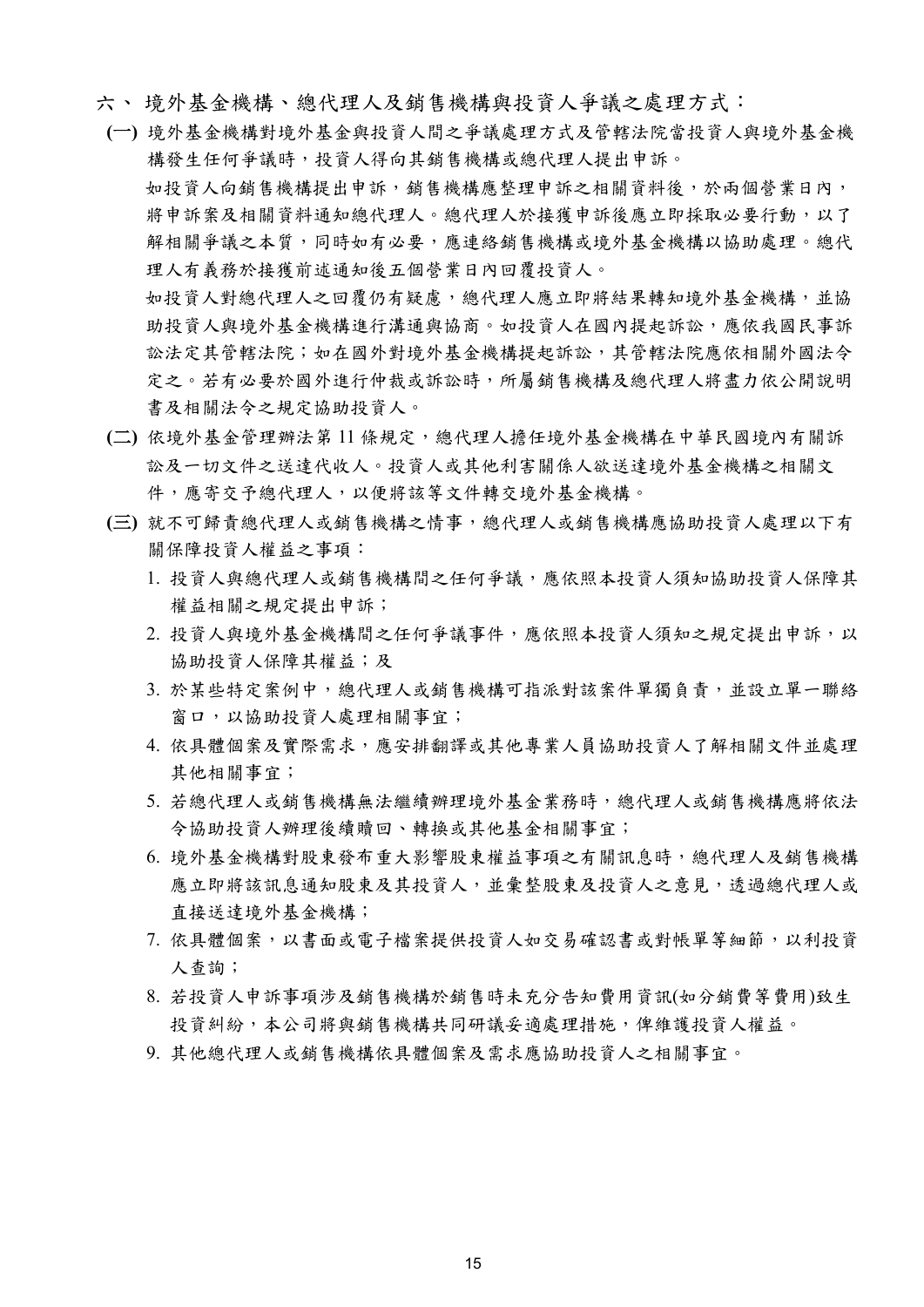## 六、 境外基金機構、總代理人及銷售機構與投資人爭議之處理方式：

**(一)** 境外基金機構對境外基金與投資人間之爭議處理方式及管轄法院當投資人與境外基金機構發生任何爭議時，投資人得向其銷售機構或總代理人提出申訴。

如投資人向銷售機構提出申訴，銷售機構應整理申訴之相關資料後，於兩個營業日內，將申訴案及相關資料通知總代理人。總代理人於接獲申訴後應立即採取必要行動，以了解相關爭議之本質，同時如有必要，應連絡銷售機構或境外基金機構以協助處理。總代理人有義務於接獲前述通知後五個營業日內回覆投資人。

如投資人對總代理人之回覆仍有疑慮，總代理人應立即將結果轉知境外基金機構，並協助投資人與境外基金機構進行溝通與協商。如投資人在國內提起訴訟，應依我國民事訴訟法定其管轄法院；如在國外對境外基金機構提起訴訟，其管轄法院應依相關外國法令定之。若有必要於國外進行仲裁或訴訟時，所屬銷售機構及總代理人將盡力依公開說明書及相關法令之規定協助投資人。

**(二)** 依境外基金管理辦法第 11 條規定，總代理人擔任境外基金機構在中華民國境內有關訴訟及一切文件之送達代收人。投資人或其他利害關係人欲送達境外基金機構之相關文件，應寄交予總代理人，以便將該等文件轉交境外基金機構。

**(三)** 就不可歸責總代理人或銷售機構之情事，總代理人或銷售機構應協助投資人處理以下有關保障投資人權益之事項：

1. 投資人與總代理人或銷售機構間之任何爭議，應依照本投資人須知協助投資人保障其權益相關之規定提出申訴；
2. 投資人與境外基金機構間之任何爭議事件，應依照本投資人須知之規定提出申訴，以協助投資人保障其權益；及
3. 於某些特定案例中，總代理人或銷售機構可指派對該案件單獨負責，並設立單一聯絡窗口，以協助投資人處理相關事宜；
4. 依具體個案及實際需求，應安排翻譯或其他專業人員協助投資人了解相關文件並處理其他相關事宜；
5. 若總代理人或銷售機構無法繼續辦理境外基金業務時，總代理人或銷售機構應將依法令協助投資人辦理後續贖回、轉換或其他基金相關事宜；
6. 境外基金機構對股東發布重大影響股東權益事項之有關訊息時，總代理人及銷售機構應立即將該訊息通知股東及其投資人，並彙整股東及投資人之意見，透過總代理人或直接送達境外基金機構；
7. 依具體個案，以書面或電子檔案提供投資人如交易確認書或對帳單等細節，以利投資人查詢；
8. 若投資人申訴事項涉及銷售機構於銷售時未充分告知費用資訊(如分銷費等費用)致生投資糾紛，本公司將與銷售機構共同研議妥適處理措施，俾維護投資人權益。
9. 其他總代理人或銷售機構依具體個案及需求應協助投資人之相關事宜。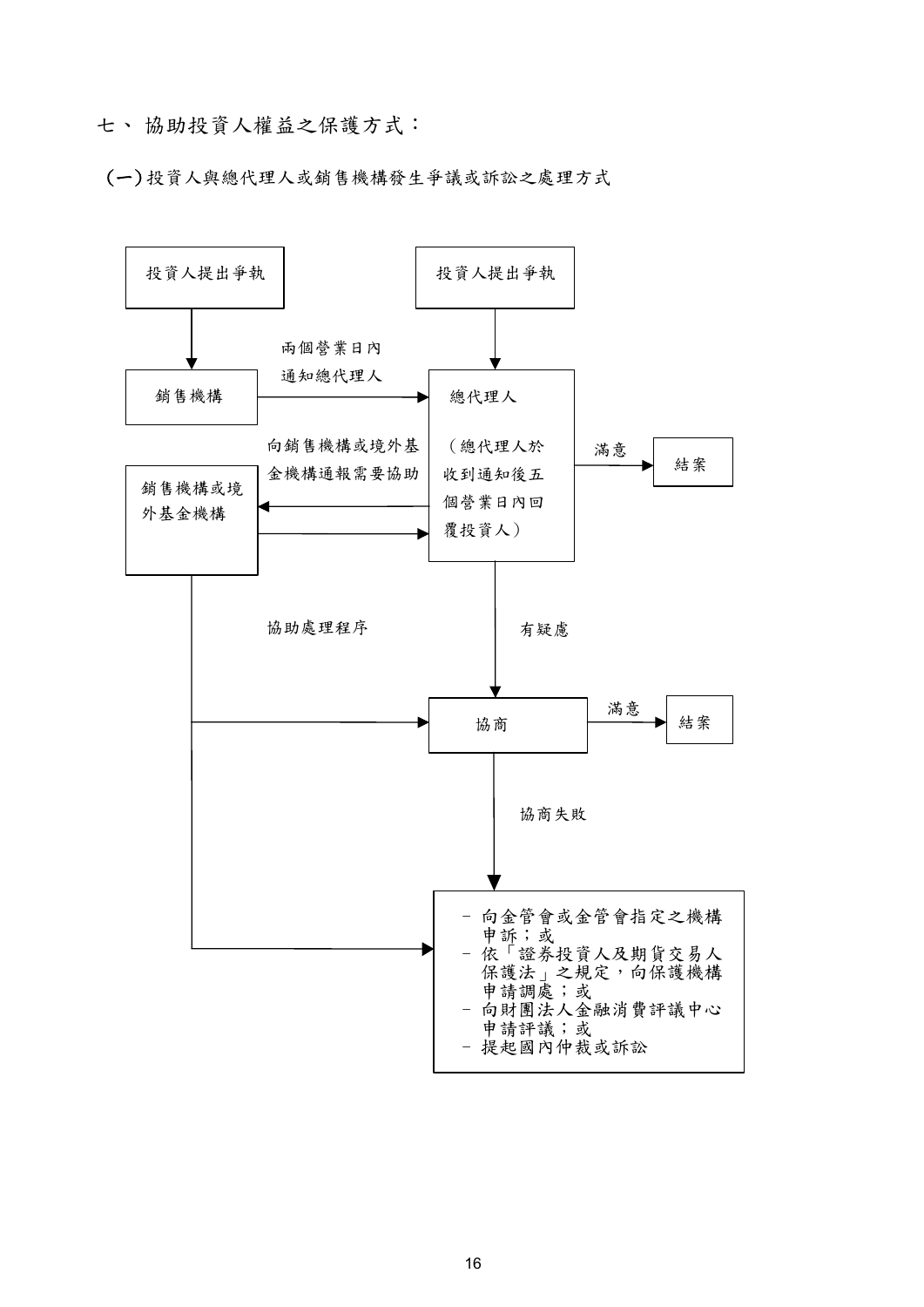# 七、 協助投資人權益之保護方式：

## (一) 投資人與總代理人或銷售機構發生爭議或訴訟之處理方式

投資人提出爭執

投資人提出爭執

銷售機構

兩個營業日內
通知總代理人

總代理人

（總代理人於收到通知後五個營業日內回覆投資人）

滿意

結案

向銷售機構或境外基金機構通報需要協助

銷售機構或境外基金機構

協助處理程序

有疑慮

協商

滿意

結案

協商失敗

- 向金管會或金管會指定之機構申訴；或
- 依「證券投資人及期貨交易人保護法」之規定，向保護機構申請調處；或
- 向財團法人金融消費評議中心申請評議；或
- 提起國內仲裁或訴訟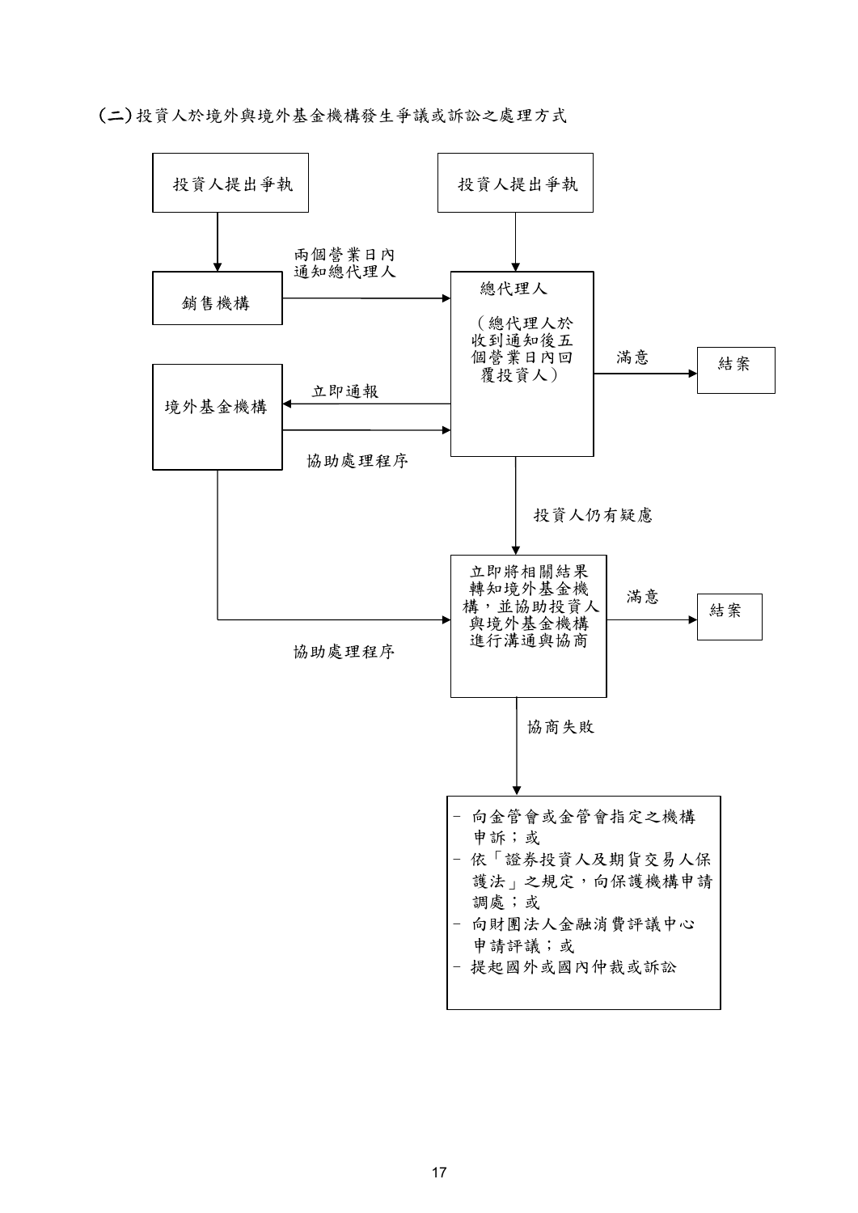(二)投資人於境外與境外基金機構發生爭議或訴訟之處理方式

投資人提出爭執

投資人提出爭執

銷售機構

兩個營業日內通知總代理人

總代理人

（總代理人於收到通知後五個營業日內回覆投資人）

滿意

結案

境外基金機構

立即通報

協助處理程序

投資人仍有疑慮

立即將相關結果轉知境外基金機構，並協助投資人與境外基金機構進行溝通與協商

滿意

結案

協助處理程序

協商失敗

- 向金管會或金管會指定之機構申訴；或
- 依「證券投資人及期貨交易人保護法」之規定，向保護機構申請調處；或
- 向財團法人金融消費評議中心申請評議；或
- 提起國外或國內仲裁或訴訟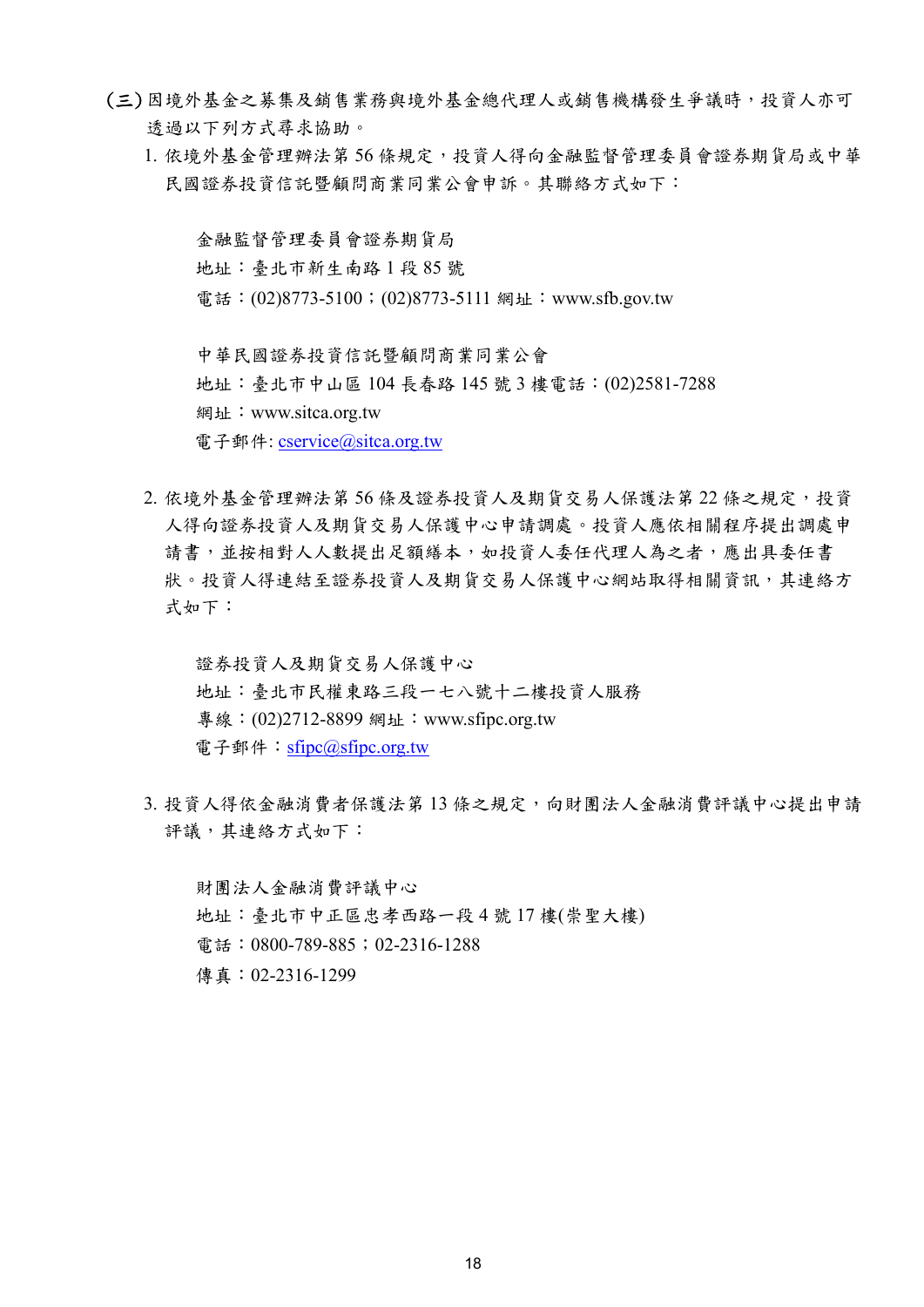(三)因境外基金之募集及銷售業務與境外基金總代理人或銷售機構發生爭議時，投資人亦可透過以下列方式尋求協助。

1. 依境外基金管理辦法第 56 條規定，投資人得向金融監督管理委員會證券期貨局或中華民國證券投資信託暨顧問商業同業公會申訴。其聯絡方式如下：

   金融監督管理委員會證券期貨局
   地址：臺北市新生南路 1 段 85 號
   電話：(02)8773-5100；(02)8773-5111 網址：www.sfb.gov.tw

   中華民國證券投資信託暨顧問商業同業公會
   地址：臺北市中山區 104 長春路 145 號 3 樓電話：(02)2581-7288
   網址：www.sitca.org.tw
   電子郵件: cservice@sitca.org.tw

2. 依境外基金管理辦法第 56 條及證券投資人及期貨交易人保護法第 22 條之規定，投資人得向證券投資人及期貨交易人保護中心申請調處。投資人應依相關程序提出調處申請書，並按相對人人數提出足額繕本，如投資人委任代理人為之者，應出具委任書狀。投資人得連結至證券投資人及期貨交易人保護中心網站取得相關資訊，其連絡方式如下：

   證券投資人及期貨交易人保護中心
   地址：臺北市民權東路三段一七八號十二樓投資人服務
   專線：(02)2712-8899 網址：www.sfipc.org.tw
   電子郵件：sfipc@sfipc.org.tw

3. 投資人得依金融消費者保護法第 13 條之規定，向財團法人金融消費評議中心提出申請評議，其連絡方式如下：

   財團法人金融消費評議中心
   地址：臺北市中正區忠孝西路一段 4 號 17 樓(崇聖大樓)
   電話：0800-789-885；02-2316-1288
   傳真：02-2316-1299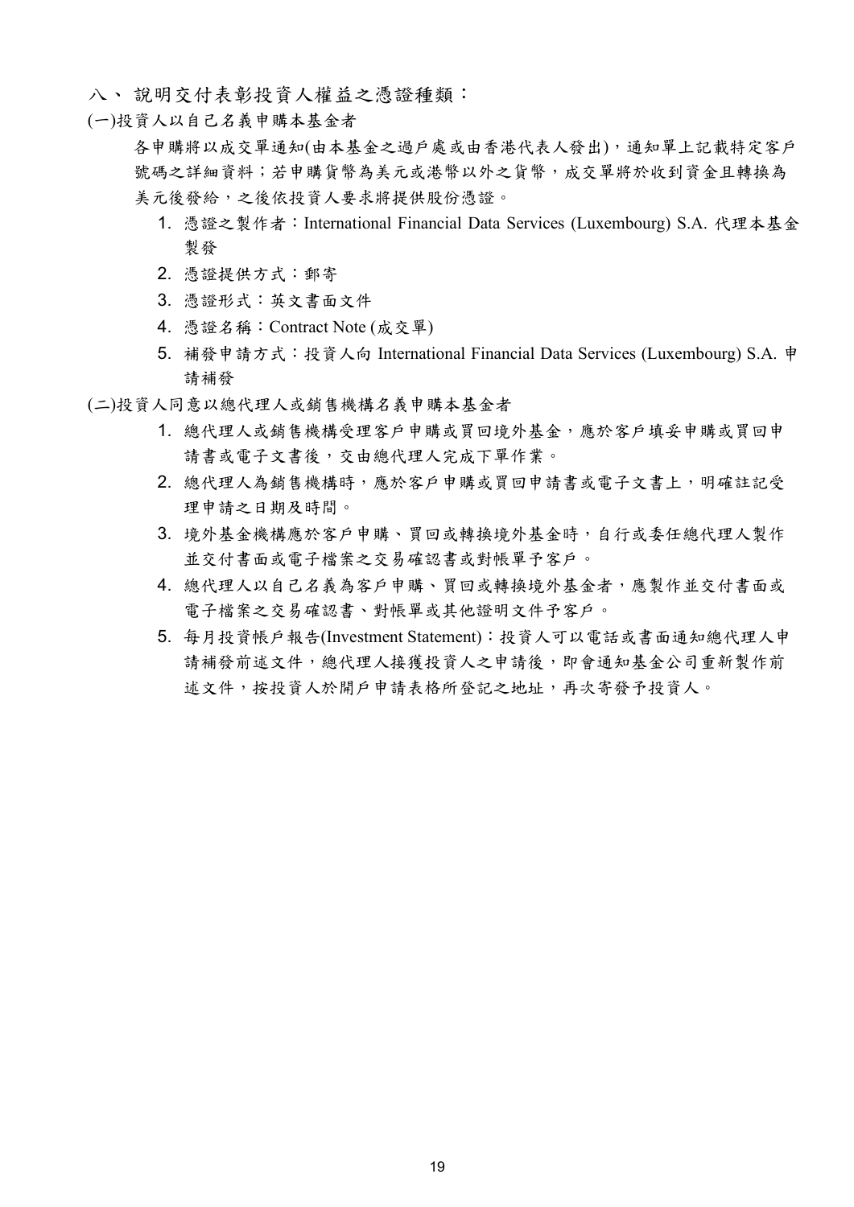## 八、 說明交付表彰投資人權益之憑證種類：

(一)投資人以自己名義申購本基金者

各申購將以成交單通知(由本基金之過戶處或由香港代表人發出)，通知單上記載特定客戶號碼之詳細資料；若申購貨幣為美元或港幣以外之貨幣，成交單將於收到資金且轉換為美元後發給，之後依投資人要求將提供股份憑證。

1. 憑證之製作者：International Financial Data Services (Luxembourg) S.A. 代理本基金製發
2. 憑證提供方式：郵寄
3. 憑證形式：英文書面文件
4. 憑證名稱：Contract Note (成交單)
5. 補發申請方式：投資人向 International Financial Data Services (Luxembourg) S.A. 申請補發

(二)投資人同意以總代理人或銷售機構名義申購本基金者

1. 總代理人或銷售機構受理客戶申購或買回境外基金，應於客戶填妥申購或買回申請書或電子文書後，交由總代理人完成下單作業。
2. 總代理人為銷售機構時，應於客戶申購或買回申請書或電子文書上，明確註記受理申請之日期及時間。
3. 境外基金機構應於客戶申購、買回或轉換境外基金時，自行或委任總代理人製作並交付書面或電子檔案之交易確認書或對帳單予客戶。
4. 總代理人以自己名義為客戶申購、買回或轉換境外基金者，應製作並交付書面或電子檔案之交易確認書、對帳單或其他證明文件予客戶。
5. 每月投資帳戶報告(Investment Statement)：投資人可以電話或書面通知總代理人申請補發前述文件，總代理人接獲投資人之申請後，即會通知基金公司重新製作前述文件，按投資人於開戶申請表格所登記之地址，再次寄發予投資人。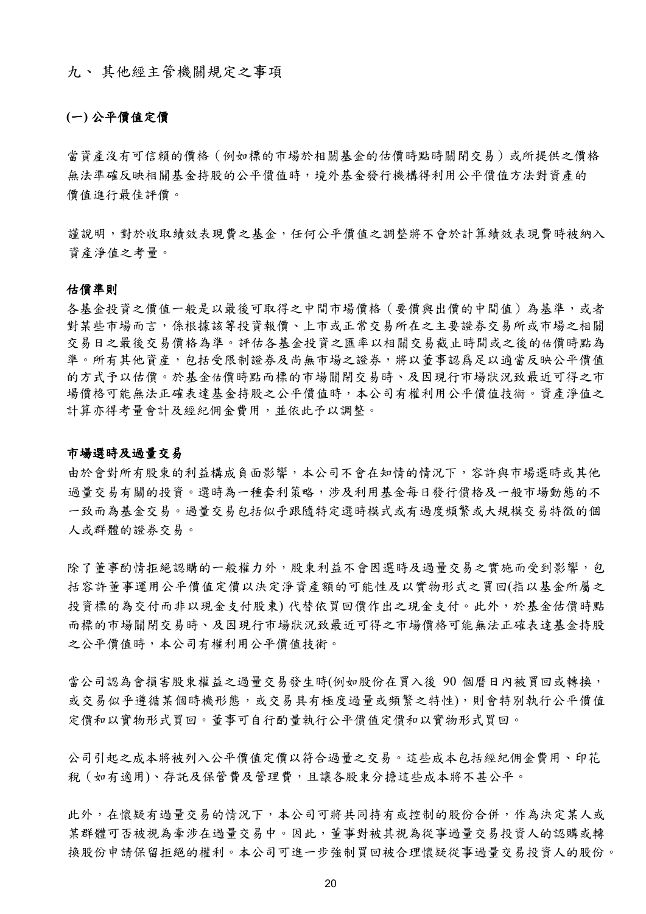## 九、 其他經主管機關規定之事項

### (一) 公平價值定價

當資產沒有可信賴的價格（例如標的市場於相關基金的估價時點時關閉交易）或所提供之價格無法準確反映相關基金持股的公平價值時，境外基金發行機構得利用公平價值方法對資產的價值進行最佳評價。

謹說明，對於收取績效表現費之基金，任何公平價值之調整將不會於計算績效表現費時被納入資產淨值之考量。

**估價準則**

各基金投資之價值一般是以最後可取得之中間市場價格（要價與出價的中間值）為基準，或者對某些市場而言，係根據該等投資報價、上市或正常交易所在之主要證券交易所或市場之相關交易日之最後交易價格為準。評估各基金投資之匯率以相關交易截止時間或之後的估價時點為準。所有其他資產，包括受限制證券及尚無市場之證券，將以董事認爲足以適當反映公平價值的方式予以估價。於基金估價時點而標的市場關閉交易時、及因現行市場狀況致最近可得之市場價格可能無法正確表達基金持股之公平價值時，本公司有權利用公平價值技術。資產淨值之計算亦得考量會計及經紀佣金費用，並依此予以調整。

**市場選時及過量交易**

由於會對所有股東的利益構成負面影響，本公司不會在知情的情況下，容許與市場選時或其他過量交易有關的投資。選時為一種套利策略，涉及利用基金每日發行價格及一般市場動態的不一致而為基金交易。過量交易包括似乎跟隨特定選時模式或有過度頻繁或大規模交易特徵的個人或群體的證券交易。

除了董事酌情拒絕認購的一般權力外，股東利益不會因選時及過量交易之實施而受到影響，包括容許董事運用公平價值定價以決定淨資產額的可能性及以實物形式之買回(指以基金所屬之投資標的為交付而非以現金支付股東) 代替依買回價作出之現金支付。此外，於基金估價時點而標的市場關閉交易時、及因現行市場狀況致最近可得之市場價格可能無法正確表達基金持股之公平價值時，本公司有權利用公平價值技術。

當公司認為會損害股東權益之過量交易發生時(例如股份在買入後 90 個曆日內被買回或轉換，或交易似乎遵循某個時機形態，或交易具有極度過量或頻繁之特性)，則會特別執行公平價值定價和以實物形式買回。董事可自行酌量執行公平價值定價和以實物形式買回。

公司引起之成本將被列入公平價值定價以符合過量之交易。這些成本包括經紀佣金費用、印花稅（如有適用)、存託及保管費及管理費，且讓各股東分擔這些成本將不甚公平。

此外，在懷疑有過量交易的情況下，本公司可將共同持有或控制的股份合併，作為決定某人或某群體可否被視為牽涉在過量交易中。因此，董事對被其視為從事過量交易投資人的認購或轉換股份申請保留拒絕的權利。本公司可進一步強制買回被合理懷疑從事過量交易投資人的股份。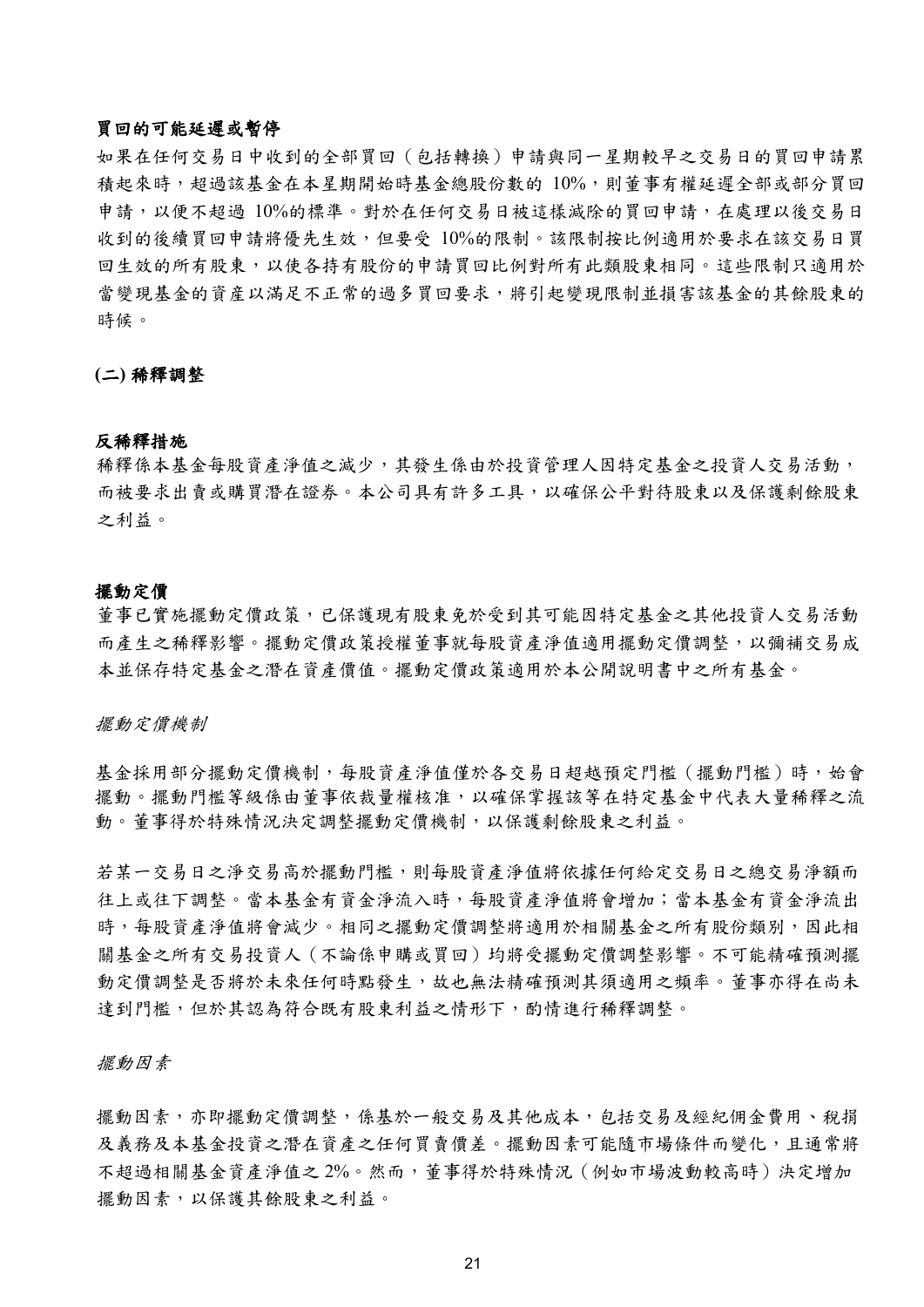**買回的可能延遲或暫停**

如果在任何交易日中收到的全部買回（包括轉換）申請與同一星期較早之交易日的買回申請累積起來時，超過該基金在本星期開始時基金總股份數的 10%，則董事有權延遲全部或部分買回申請，以便不超過 10%的標準。對於在任何交易日被這樣減除的買回申請，在處理以後交易日收到的後續買回申請將優先生效，但要受 10%的限制。該限制按比例適用於要求在該交易日買回生效的所有股東，以使各持有股份的申請買回比例對所有此類股東相同。這些限制只適用於當變現基金的資產以滿足不正常的過多買回要求，將引起變現限制並損害該基金的其餘股東的時候。

**(二) 稀釋調整**

**反稀釋措施**

稀釋係本基金每股資產淨值之減少，其發生係由於投資管理人因特定基金之投資人交易活動，而被要求出賣或購買潛在證券。本公司具有許多工具，以確保公平對待股東以及保護剩餘股東之利益。

**擺動定價**

董事已實施擺動定價政策，已保護現有股東免於受到其可能因特定基金之其他投資人交易活動而產生之稀釋影響。擺動定價政策授權董事就每股資產淨值適用擺動定價調整，以彌補交易成本並保存特定基金之潛在資產價值。擺動定價政策適用於本公開說明書中之所有基金。

*擺動定價機制*

基金採用部分擺動定價機制，每股資產淨值僅於各交易日超越預定門檻（擺動門檻）時，始會擺動。擺動門檻等級係由董事依裁量權核准，以確保掌握該等在特定基金中代表大量稀釋之流動。董事得於特殊情況決定調整擺動定價機制，以保護剩餘股東之利益。

若某一交易日之淨交易高於擺動門檻，則每股資產淨值將依據任何給定交易日之總交易淨額而往上或往下調整。當本基金有資金淨流入時，每股資產淨值將會增加；當本基金有資金淨流出時，每股資產淨值將會減少。相同之擺動定價調整將適用於相關基金之所有股份類別，因此相關基金之所有交易投資人（不論係申購或買回）均將受擺動定價調整影響。不可能精確預測擺動定價調整是否將於未來任何時點發生，故也無法精確預測其須適用之頻率。董事亦得在尚未達到門檻，但於其認為符合既有股東利益之情形下，酌情進行稀釋調整。

*擺動因素*

擺動因素，亦即擺動定價調整，係基於一般交易及其他成本，包括交易及經紀佣金費用、稅捐及義務及本基金投資之潛在資產之任何買賣價差。擺動因素可能隨市場條件而變化，且通常將不超過相關基金資產淨值之 2%。然而，董事得於特殊情況（例如市場波動較高時）決定增加擺動因素，以保護其餘股東之利益。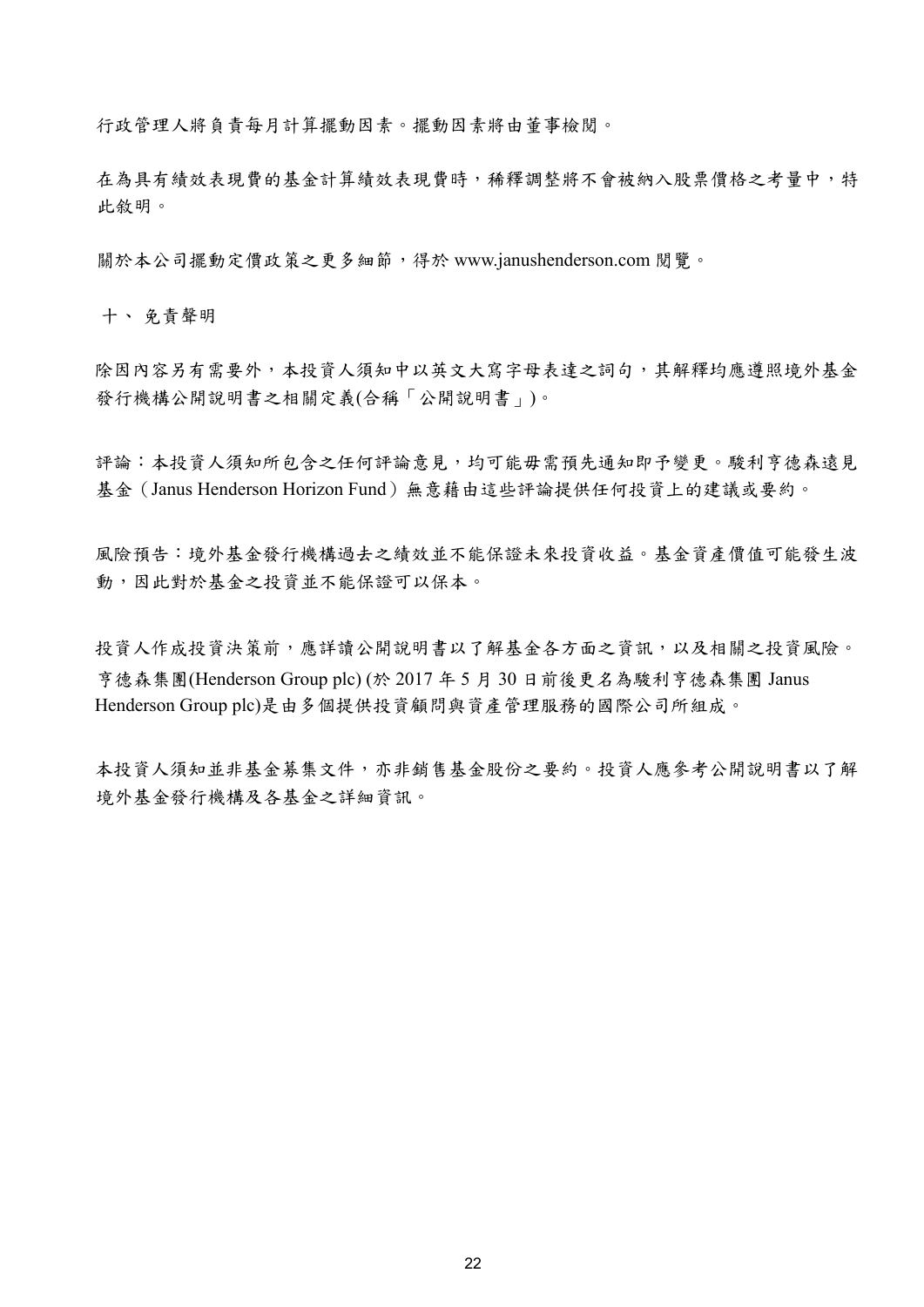行政管理人將負責每月計算擺動因素。擺動因素將由董事檢閱。

在為具有績效表現費的基金計算績效表現費時，稀釋調整將不會被納入股票價格之考量中，特此敘明。

關於本公司擺動定價政策之更多細節，得於 www.janushenderson.com 閱覽。

## 十、 免責聲明

除因內容另有需要外，本投資人須知中以英文大寫字母表達之詞句，其解釋均應遵照境外基金發行機構公開說明書之相關定義(合稱「公開說明書」)。

評論：本投資人須知所包含之任何評論意見，均可能毋需預先通知即予變更。駿利亨德森遠見基金（Janus Henderson Horizon Fund）無意藉由這些評論提供任何投資上的建議或要約。

風險預告：境外基金發行機構過去之績效並不能保證未來投資收益。基金資產價值可能發生波動，因此對於基金之投資並不能保證可以保本。

投資人作成投資決策前，應詳讀公開說明書以了解基金各方面之資訊，以及相關之投資風險。亨德森集團(Henderson Group plc) (於 2017 年 5 月 30 日前後更名為駿利亨德森集團 Janus Henderson Group plc)是由多個提供投資顧問與資產管理服務的國際公司所組成。

本投資人須知並非基金募集文件，亦非銷售基金股份之要約。投資人應參考公開說明書以了解境外基金發行機構及各基金之詳細資訊。